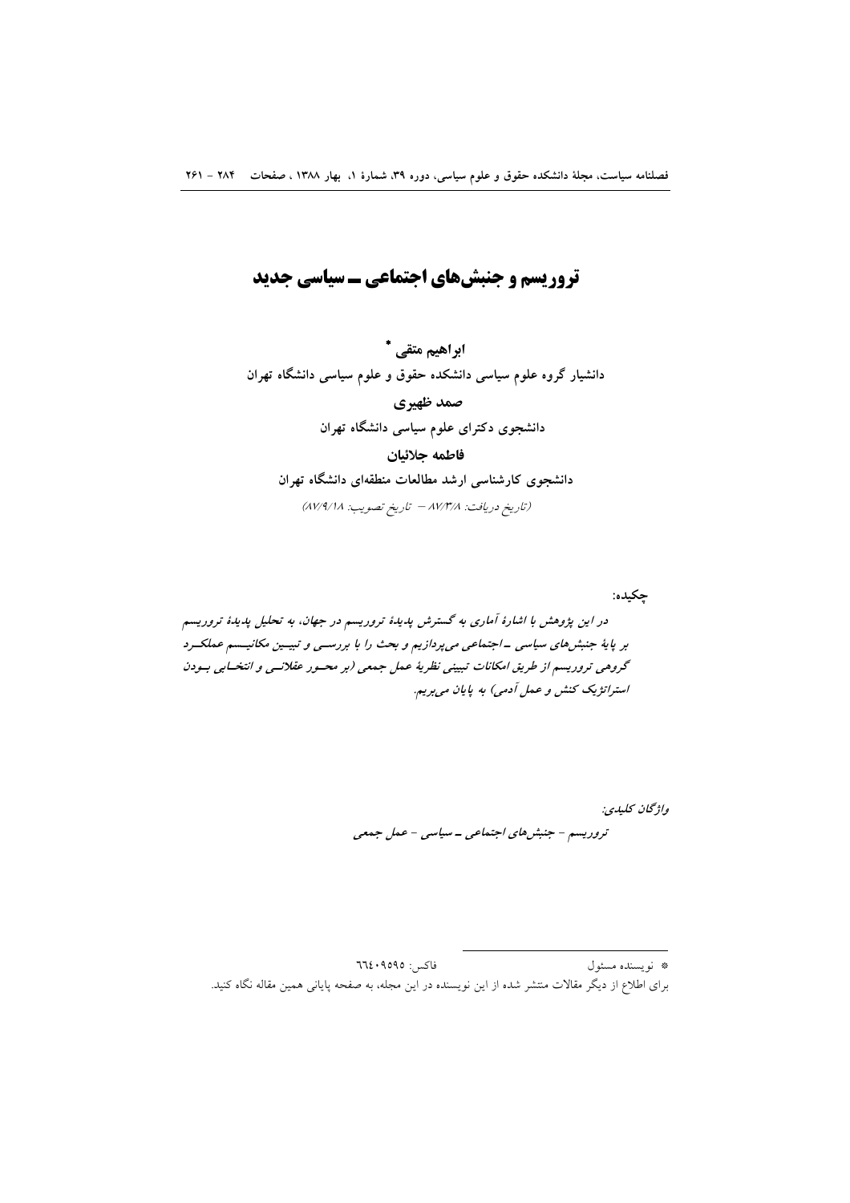# تروریسم و جنبش‌های اجتماعی ـ سیاسی جدید

**ابراهیم متقی** *

**دانشیار گروه علوم سیاسی دانشکده حقوق و علوم سیاسی دانشگاه تهران**

**صمد ظهیری**

**دانشجوی دکترای علوم سیاسی دانشگاه تهران**

**فاطمه جلائیان**

**دانشجوی کارشناسی ارشد مطالعات منطقه‌ای دانشگاه تهران**

*(تاریخ دریافت: ۸۷/۳/۸ – تاریخ تصویب: ۸۷/۹/۱۸)*

چکیده:

***در این پژوهش با اشارهٔ آماری به گسترش پدیدهٔ تروریسم در جهان، به تحلیل پدیدهٔ تروریسم بر پایهٔ جنبش‌های سیاسی ـ اجتماعی می‌پردازیم و بحث را با بررسی و تبیین مکانیسم عملکرد گروهی تروریسم از طریق امکانات تبیینی نظریهٔ عمل جمعی (بر محور عقلانی و انتخابی بودن استراتژیک کنش و عمل آدمی) به پایان می‌بریم.***

*واژگان کلیدی:*

***تروریسم - جنبش‌های اجتماعی ـ سیاسی - عمل جمعی***

---

* نویسنده مسئول فاکس: ۶۶۴۰۹۵۹۵

برای اطلاع از دیگر مقالات منتشر شده از این نویسنده در این مجله، به صفحه پایانی همین مقاله نگاه کنید.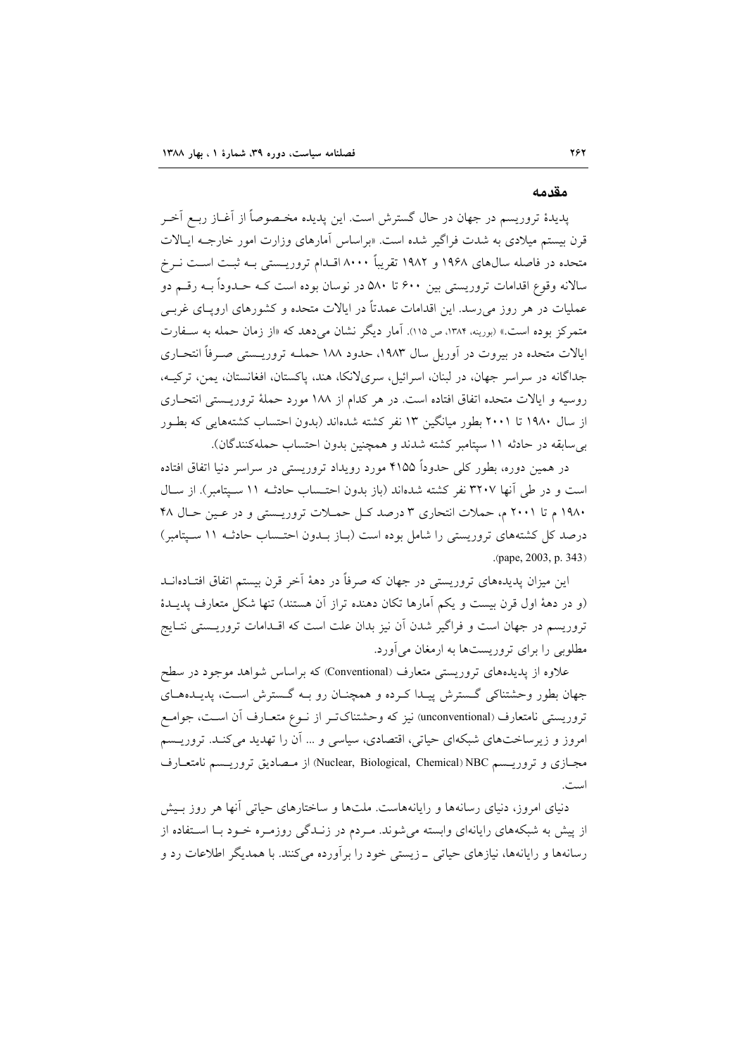## مقدمه

پدیدهٔ تروریسم در جهان در حال گسترش است. این پدیده مخصوصاً از آغاز ربع آخر قرن بیستم میلادی به شدت فراگیر شده است. «براساس آمارهای وزارت امور خارجه ایالات متحده در فاصله سال‌های ۱۹۶۸ و ۱۹۸۲ تقریباً ۸۰۰۰ اقدام تروریستی به ثبت است نرخ سالانه وقوع اقدامات تروریستی بین ۶۰۰ تا ۵۸۰ در نوسان بوده است که حدوداً به رقم دو عملیات در هر روز می‌رسد. این اقدامات عمدتاً در ایالات متحده و کشورهای اروپای غربی متمرکز بوده است.» (بورینه، ۱۳۸۴، ص ۱۱۵). آمار دیگر نشان می‌دهد که «از زمان حمله به سفارت ایالات متحده در بیروت در آوریل سال ۱۹۸۳، حدود ۱۸۸ حمله تروریستی صرفاً انتحاری جداگانه در سراسر جهان، در لبنان، اسرائیل، سری‌لانکا، هند، پاکستان، افغانستان، یمن، ترکیه، روسیه و ایالات متحده اتفاق افتاده است. در هر کدام از ۱۸۸ مورد حملهٔ تروریستی انتحاری از سال ۱۹۸۰ تا ۲۰۰۱ بطور میانگین ۱۳ نفر کشته شده‌اند (بدون احتساب کشته‌هایی که بطور بی‌سابقه در حادثه ۱۱ سپتامبر کشته شدند و همچنین بدون احتساب حمله‌کنندگان).

در همین دوره، بطور کلی حدوداً ۴۱۵۵ مورد رویداد تروریستی در سراسر دنیا اتفاق افتاده است و در طی آنها ۳۲۰۷ نفر کشته شده‌اند (باز بدون احتساب حادثه ۱۱ سپتامبر). از سال ۱۹۸۰ م تا ۲۰۰۱ م، حملات انتحاری ۳ درصد کل حملات تروریستی و در عین حال ۴۸ درصد کل کشته‌های تروریستی را شامل بوده است (باز بدون احتساب حادثه ۱۱ سپتامبر) (pape, 2003, p. 343).

این میزان پدیده‌های تروریستی در جهان که صرفاً در دههٔ آخر قرن بیستم اتفاق افتاده‌اند (و در دههٔ اول قرن بیست و یکم آمارها تکان دهنده تراز آن هستند) تنها شکل متعارف پدیدهٔ تروریسم در جهان است و فراگیر شدن آن نیز بدان علت است که اقدامات تروریستی نتایج مطلوبی را برای تروریست‌ها به ارمغان می‌آورد.

علاوه از پدیده‌های تروریستی متعارف (Conventional) که براساس شواهد موجود در سطح جهان بطور وحشتناکی گسترش پیدا کرده و همچنان رو به گسترش است، پدیده‌های تروریستی نامتعارف (unconventional) نیز که وحشتناک‌تر از نوع متعارف آن است، جوامع امروز و زیرساخت‌های شبکه‌ای حیاتی، اقتصادی، سیاسی و ... آن را تهدید می‌کند. تروریسم مجازی و تروریسم Nuclear, Biological, Chemical) NBC) از مصادیق تروریسم نامتعارف است.

دنیای امروز، دنیای رسانه‌ها و رایانه‌هاست. ملت‌ها و ساختارهای حیاتی آنها هر روز بیش از پیش به شبکه‌های رایانه‌ای وابسته می‌شوند. مردم در زندگی روزمره خود با استفاده از رسانه‌ها و رایانه‌ها، نیازهای حیاتی ـ زیستی خود را برآورده می‌کنند. با همدیگر اطلاعات رد و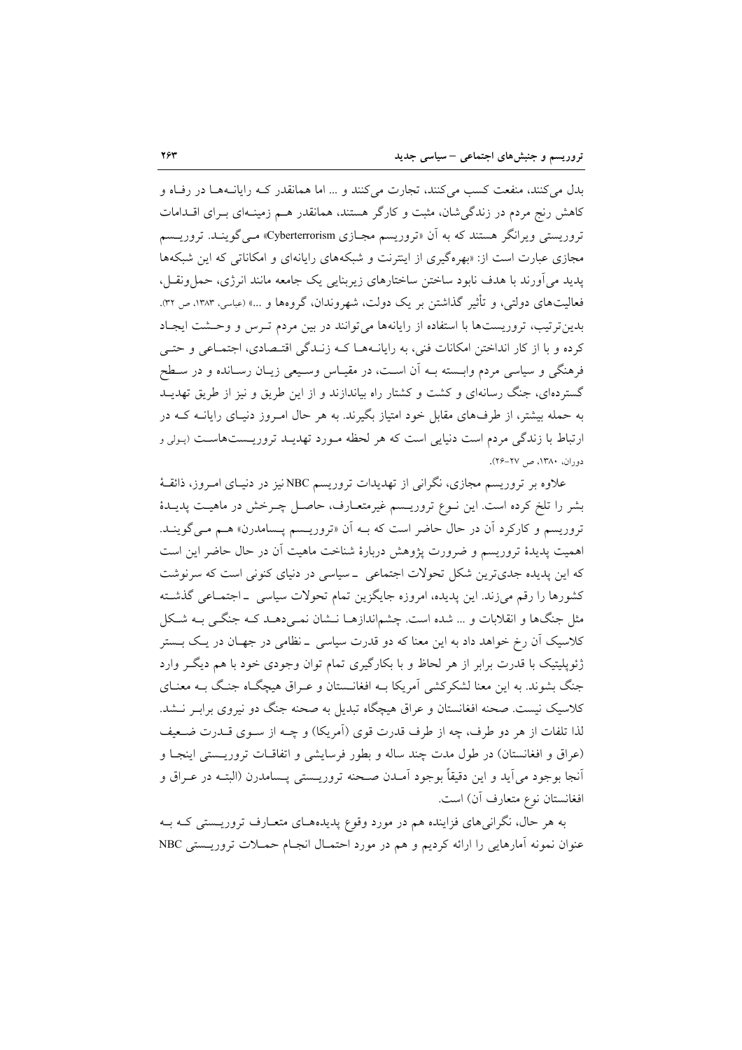بدل می‌کنند، منفعت کسب می‌کنند، تجارت می‌کنند و ... اما همانقدر که رایانه‌ها در رفاه و کاهش رنج مردم در زندگی‌شان، مثبت و کارگر هستند، همانقدر هم زمینه‌ای برای اقدامات تروریستی ویرانگر هستند که به آن «تروریسم مجازی Cyberterrorism» می‌گویند. تروریسم مجازی عبارت است از: «بهره‌گیری از اینترنت و شبکه‌های رایانه‌ای و امکاناتی که این شبکه‌ها پدید می‌آورند با هدف نابود ساختن ساختارهای زیربنایی یک جامعه مانند انرژی، حمل‌ونقل، فعالیت‌های دولتی، و تأثیر گذاشتن بر یک دولت، شهروندان، گروه‌ها و ...» (عباسی، ۱۳۸۳، ص ۳۲). بدین‌ترتیب، تروریست‌ها با استفاده از رایانه‌ها می‌توانند در بین مردم ترس و وحشت ایجاد کرده و با از کار انداختن امکانات فنی، به رایانه‌ها که زندگی اقتصادی، اجتماعی و حتی فرهنگی و سیاسی مردم وابسته به آن است، در مقیاس وسیعی زیان رسانده و در سطح گسترده‌ای، جنگ رسانه‌ای و کشت و کشتار راه بیاندازند و از این طریق و نیز از طریق تهدید به حمله بیشتر، از طرف‌های مقابل خود امتیاز بگیرند. به هر حال امروز دنیای رایانه که در ارتباط با زندگی مردم است دنیایی است که هر لحظه مورد تهدید تروریست‌هاست (پولی و دوران، ۱۳۸۰، ص ۲۷-۲۶).

علاوه بر تروریسم مجازی، نگرانی از تهدیدات تروریسم NBC نیز در دنیای امروز، ذائقهٔ بشر را تلخ کرده است. این نوع تروریسم غیرمتعارف، حاصل چرخش در ماهیت پدیدهٔ تروریسم و کارکرد آن در حال حاضر است که به آن «تروریسم پسامدرن» هم می‌گویند. اهمیت پدیدهٔ تروریسم و ضرورت پژوهش دربارهٔ شناخت ماهیت آن در حال حاضر این است که این پدیده جدی‌ترین شکل تحولات اجتماعی ـ سیاسی در دنیای کنونی است که سرنوشت کشورها را رقم می‌زند. این پدیده، امروزه جایگزین تمام تحولات سیاسی ـ اجتماعی گذشته مثل جنگ‌ها و انقلابات و ... شده است. چشم‌اندازها نشان نمی‌دهد که جنگی به شکل کلاسیک آن رخ خواهد داد به این معنا که دو قدرت سیاسی ـ نظامی در جهان در یک بستر ژئوپلیتیک با قدرت برابر از هر لحاظ و با بکارگیری تمام توان وجودی خود با هم دیگر وارد جنگ بشوند. به این معنا لشکرکشی آمریکا به افغانستان و عراق هیچگاه جنگ به معنای کلاسیک نیست. صحنه افغانستان و عراق هیچگاه تبدیل به صحنه جنگ دو نیروی برابر نشد. لذا تلفات از هر دو طرف، چه از طرف قدرت قوی (آمریکا) و چه از سوی قدرت ضعیف (عراق و افغانستان) در طول مدت چند ساله و بطور فرسایشی و اتفاقات تروریستی اینجا و آنجا بوجود می‌آید و این دقیقاً بوجود آمدن صحنه تروریستی پسامدرن (البته در عراق و افغانستان نوع متعارف آن) است.

به هر حال، نگرانی‌های فزاینده هم در مورد وقوع پدیده‌های متعارف تروریستی که به عنوان نمونه آمارهایی را ارائه کردیم و هم در مورد احتمال انجام حملات تروریستی NBC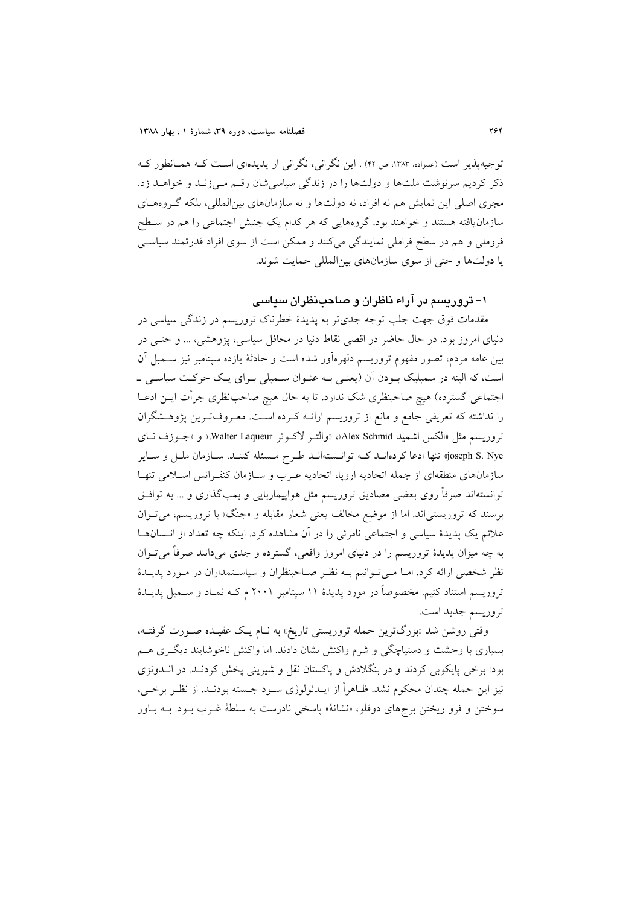توجیه‌پذیر است (علیزاده، ۱۳۸۳، ص ۴۲) . این نگرانی، نگرانی از پدیده‌ای است که همانطور که ذکر کردیم سرنوشت ملت‌ها و دولت‌ها را در زندگی سیاسی‌شان رقم می‌زنند و خواهد زد. مجری اصلی این نمایش هم نه افراد، نه دولت‌ها و نه سازمان‌های بین‌المللی، بلکه گروه‌های سازمان‌یافته هستند و خواهند بود. گروه‌هایی که هر کدام یک جنبش اجتماعی را هم در سطح فروملی و هم در سطح فراملی نمایندگی می‌کنند و ممکن است از سوی افراد قدرتمند سیاسی یا دولت‌ها و حتی از سوی سازمان‌های بین‌المللی حمایت شوند.

## ۱- تروریسم در آراء ناظران و صاحب‌نظران سیاسی

مقدمات فوق جهت جلب توجه جدی‌تر به پدیدهٔ خطرناک تروریسم در زندگی سیاسی در دنیای امروز بود. در حال حاضر در اقصی نقاط دنیا در محافل سیاسی، پژوهشی، ... و حتی در بین عامه مردم، تصور مفهوم تروریسم دلهره‌آور شده است و حادثهٔ یازده سپتامبر نیز سمبل آن است، که البته در سمبلیک بودن آن (یعنی به عنوان سمبلی برای یک حرکت سیاسی ـ اجتماعی گسترده) هیچ صاحبنظری شک ندارد. تا به حال هیچ صاحب‌نظری جرأت این ادعا را نداشته که تعریفی جامع و مانع از تروریسم ارائه کرده است. معروف‌ترین پژوهشگران تروریسم مثل «الکس اشمید Alex Schmid»، «والتر لاکوئر Walter Laqueur.» و «جوزف نای joseph S. Nye» تنها ادعا کرده‌اند که توانسته‌اند طرح مسئله کنند. سازمان ملل و سایر سازمان‌های منطقه‌ای از جمله اتحادیه اروپا، اتحادیه عرب و سازمان کنفرانس اسلامی تنها توانسته‌اند صرفاً روی بعضی مصادیق تروریسم مثل هواپیماربایی و بمب‌گذاری و ... به توافق برسند که تروریستی‌اند. اما از موضع مخالف یعنی شعار مقابله و «جنگ» با تروریسم، می‌توان علائم یک پدیدهٔ سیاسی و اجتماعی نامرئی را در آن مشاهده کرد. اینکه چه تعداد از انسان‌ها به چه میزان پدیدهٔ تروریسم را در دنیای امروز واقعی، گسترده و جدی می‌دانند صرفاً می‌توان نظر شخصی ارائه کرد. اما می‌توانیم به نظر صاحبنظران و سیاستمداران در مورد پدیدهٔ تروریسم استناد کنیم. مخصوصاً در مورد پدیدهٔ ۱۱ سپتامبر ۲۰۰۱ م که نماد و سمبل پدیدهٔ تروریسم جدید است.

وقتی روشن شد «بزرگ‌ترین حمله تروریستی تاریخ» به نام یک عقیده صورت گرفته، بسیاری با وحشت و دستپاچگی و شرم واکنش نشان دادند. اما واکنش ناخوشایند دیگری هم بود: برخی پایکوبی کردند و در بنگلادش و پاکستان نقل و شیرینی پخش کردند. در اندونزی نیز این حمله چندان محکوم نشد. ظاهراً از ایدئولوژی سود جسته بودند. از نظر برخی، سوختن و فرو ریختن برج‌های دوقلو، «نشانهٔ» پاسخی نادرست به سلطهٔ غرب بود. به باور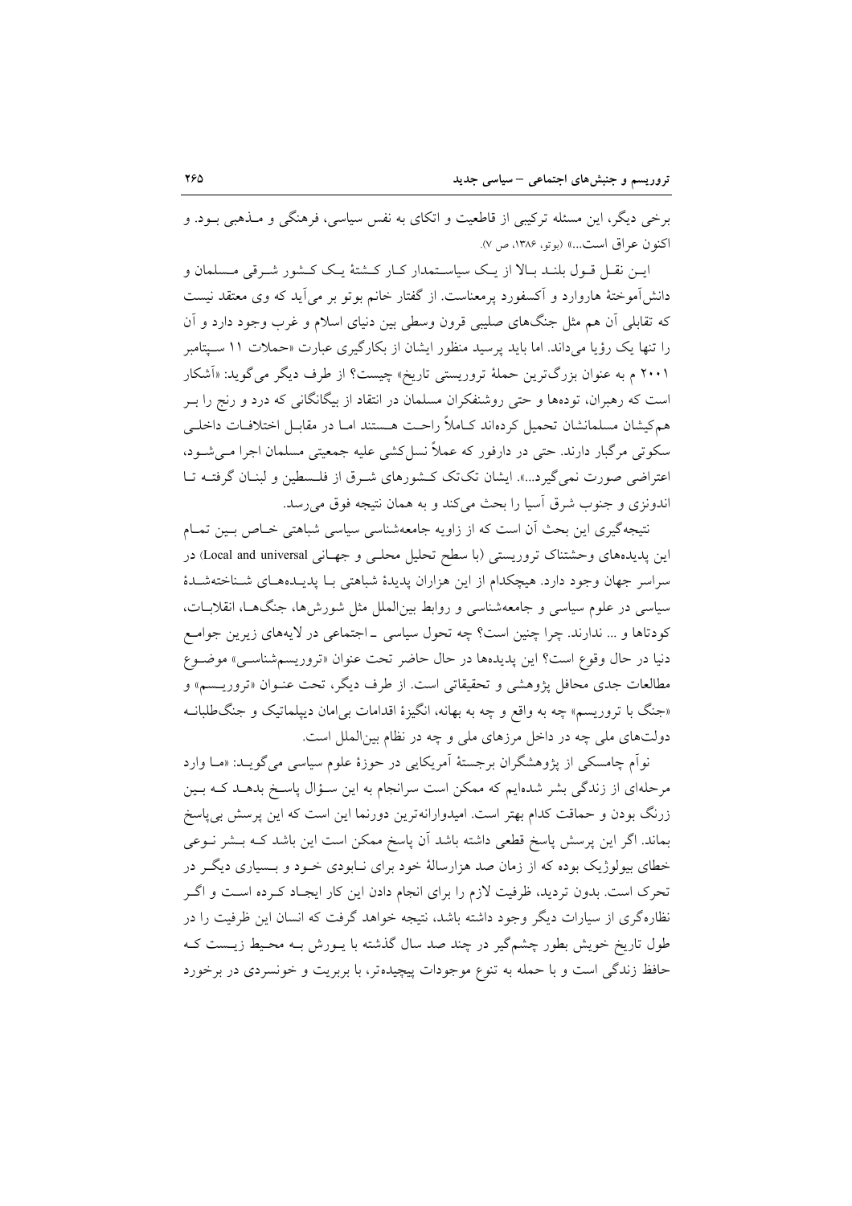برخی دیگر، این مسئله ترکیبی از قاطعیت و اتکای به نفس سیاسی، فرهنگی و مـذهبی بـود. و اکنون عراق است...» (بوتو، ۱۳۸۶، ص ۷).

ایـن نقـل قـول بلنـد بـالا از یـک سیاسـتمدار کـار کـشتهٔ یـک کـشور شـرقی مـسلمان و دانش‌آموختهٔ هاروارد و آکسفورد پرمعناست. از گفتار خانم بوتو بر می‌آید که وی معتقد نیست که تقابلی آن هم مثل جنگ‌های صلیبی قرون وسطی بین دنیای اسلام و غرب وجود دارد و آن را تنها یک رؤیا می‌داند. اما باید پرسید منظور ایشان از بکارگیری عبارت «حملات ۱۱ سـپتامبر ۲۰۰۱ م به عنوان بزرگ‌ترین حملهٔ تروریستی تاریخ» چیست؟ از طرف دیگر می‌گوید: «آشکار است که رهبران، توده‌ها و حتی روشنفکران مسلمان در انتقاد از بیگانگانی که درد و رنج را بـر هم‌کیشان مسلمانشان تحمیل کرده‌اند کـاملاً راحـت هـستند امـا در مقابـل اختلافـات داخلـی سکوتی مرگبار دارند. حتی در دارفور که عملاً نسل‌کشی علیه جمعیتی مسلمان اجرا مـی‌شـود، اعتراضی صورت نمی‌گیرد...». ایشان تک‌تک کـشورهای شـرق از فلـسطین و لبنـان گرفتـه تـا اندونزی و جنوب شرق آسیا را بحث می‌کند و به همان نتیجه فوق می‌رسد.

نتیجه‌گیری این بحث آن است که از زاویه جامعه‌شناسی سیاسی شباهتی خـاص بـین تمـام این پدیده‌های وحشتناک تروریستی (با سطح تحلیل محلـی و جهـانی Local and universal) در سراسر جهان وجود دارد. هیچکدام از این هزاران پدیدهٔ شباهتی بـا پدیـده‌هـای شـناخته‌شـدهٔ سیاسی در علوم سیاسی و جامعه‌شناسی و روابط بین‌الملل مثل شورش‌ها، جنگ‌هـا، انقلابـات، کودتاها و ... ندارند. چرا چنین است؟ چه تحول سیاسی ـ اجتماعی در لایه‌های زیرین جوامـع دنیا در حال وقوع است؟ این پدیده‌ها در حال حاضر تحت عنوان «تروریسم‌شناسـی» موضـوع مطالعات جدی محافل پژوهشی و تحقیقاتی است. از طرف دیگر، تحت عنـوان «تروریـسم» و «جنگ با تروریسم» چه به واقع و چه به بهانه، انگیزهٔ اقدامات بی‌امان دیپلماتیک و جنگ‌طلبانـه دولت‌های ملی چه در داخل مرزهای ملی و چه در نظام بین‌الملل است.

نوآم چامسکی از پژوهشگران برجستهٔ آمریکایی در حوزهٔ علوم سیاسی می‌گویـد: «مـا وارد مرحله‌ای از زندگی بشر شده‌ایم که ممکن است سرانجام به این سـؤال پاسـخ بدهـد کـه بـین زرنگ بودن و حماقت کدام بهتر است. امیدوارانه‌ترین دورنما این است که این پرسش بی‌پاسخ بماند. اگر این پرسش پاسخ قطعی داشته باشد آن پاسخ ممکن است این باشد کـه بـشر نـوعی خطای بیولوژیک بوده که از زمان صد هزارسالهٔ خود برای نـابودی خـود و بـسیاری دیگـر در تحرک است. بدون تردید، ظرفیت لازم را برای انجام دادن این کار ایجـاد کـرده اسـت و اگـر نظاره‌گری از سیارات دیگر وجود داشته باشد، نتیجه خواهد گرفت که انسان این ظرفیت را در طول تاریخ خویش بطور چشم‌گیر در چند صد سال گذشته با یـورش بـه محـیط زیـست کـه حافظ زندگی است و با حمله به تنوع موجودات پیچیده‌تر، با بربریت و خونسردی در برخورد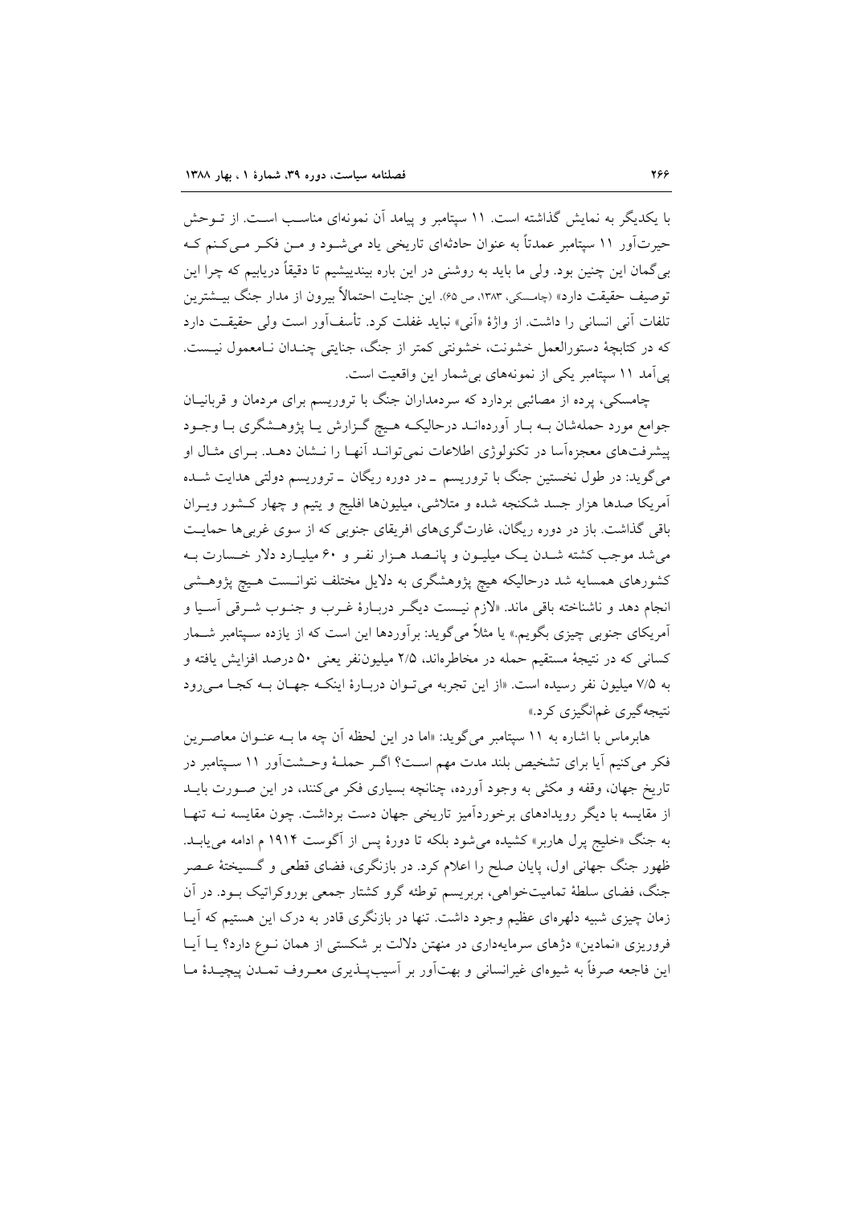با یکدیگر به نمایش گذاشته است. ۱۱ سپتامبر و پیامد آن نمونه‌ای مناسب است. از توحش حیرت‌آور ۱۱ سپتامبر عمدتاً به عنوان حادثه‌ای تاریخی یاد می‌شود و من فکر می‌کنم که بی‌گمان این چنین بود. ولی ما باید به روشنی در این باره بیندیشیم تا دقیقاً دریابیم که چرا این توصیف حقیقت دارد» (چامسکی، ۱۳۸۳، ص ۶۵). این جنایت احتمالاً بیرون از مدار جنگ بیشترین تلفات آنی انسانی را داشت. از واژهٔ «آنی» نباید غفلت کرد. تأسف‌آور است ولی حقیقت دارد که در کتابچهٔ دستورالعمل خشونت، خشونتی کمتر از جنگ، جنایتی چندان نامعمول نیست. پی‌آمد ۱۱ سپتامبر یکی از نمونه‌های بی‌شمار این واقعیت است.

چامسکی، پرده از مصائبی بردارد که سردمداران جنگ با تروریسم برای مردمان و قربانیان جوامع مورد حمله‌شان به بار آورده‌اند درحالیکه هیچ گزارش یا پژوهشگری با وجود پیشرفت‌های معجزه‌آسا در تکنولوژی اطلاعات نمی‌توانند آنها را نشان دهد. برای مثال او می‌گوید: در طول نخستین جنگ با تروریسم ـ در دوره ریگان ـ تروریسم دولتی هدایت شده آمریکا صدها هزار جسد شکنجه شده و متلاشی، میلیون‌ها افلیج و یتیم و چهار کشور ویران باقی گذاشت. باز در دوره ریگان، غارت‌گری‌های افریقای جنوبی که از سوی غربی‌ها حمایت می‌شد موجب کشته شدن یک میلیون و پانصد هزار نفر و ۶۰ میلیارد دلار خسارت به کشورهای همسایه شد درحالیکه هیچ پژوهشگری به دلایل مختلف نتوانست هیچ پژوهشی انجام دهد و ناشناخته باقی ماند. «لازم نیست دیگر دربارهٔ غرب و جنوب شرقی آسیا و آمریکای جنوبی چیزی بگویم.» یا مثلاً می‌گوید: برآوردها این است که از یازده سپتامبر شمار کسانی که در نتیجهٔ مستقیم حمله در مخاطره‌اند، ۲/۵ میلیون‌نفر یعنی ۵۰ درصد افزایش یافته و به ۷/۵ میلیون نفر رسیده است. «از این تجربه می‌توان دربارهٔ اینکه جهان به کجا می‌رود نتیجه‌گیری غم‌انگیزی کرد.»

هابرماس با اشاره به ۱۱ سپتامبر می‌گوید: «اما در این لحظه آن چه ما به عنوان معاصرین فکر می‌کنیم آیا برای تشخیص بلند مدت مهم است؟ اگر حملهٔ وحشت‌آور ۱۱ سپتامبر در تاریخ جهان، وقفه و مکثی به وجود آورده، چنانچه بسیاری فکر می‌کنند، در این صورت باید از مقایسه با دیگر رویدادهای برخوردآمیز تاریخی جهان دست برداشت. چون مقایسه نه تنها به جنگ «خلیج پرل هاربر» کشیده می‌شود بلکه تا دورهٔ پس از آگوست ۱۹۱۴ م ادامه می‌یابد. ظهور جنگ جهانی اول، پایان صلح را اعلام کرد. در بازنگری، فضای قطعی و گسیختهٔ عصر جنگ، فضای سلطهٔ تمامیت‌خواهی، بربریسم توطئه گرو کشتار جمعی بوروکراتیک بود. در آن زمان چیزی شبیه دلهره‌ای عظیم وجود داشت. تنها در بازنگری قادر به درک این هستیم که آیا فروریزی «نمادین» دژهای سرمایه‌داری در منهتن دلالت بر شکستی از همان نوع دارد؟ یا آیا این فاجعه صرفاً به شیوه‌ای غیرانسانی و بهت‌آور بر آسیب‌پذیری معروف تمدن پیچیدهٔ ما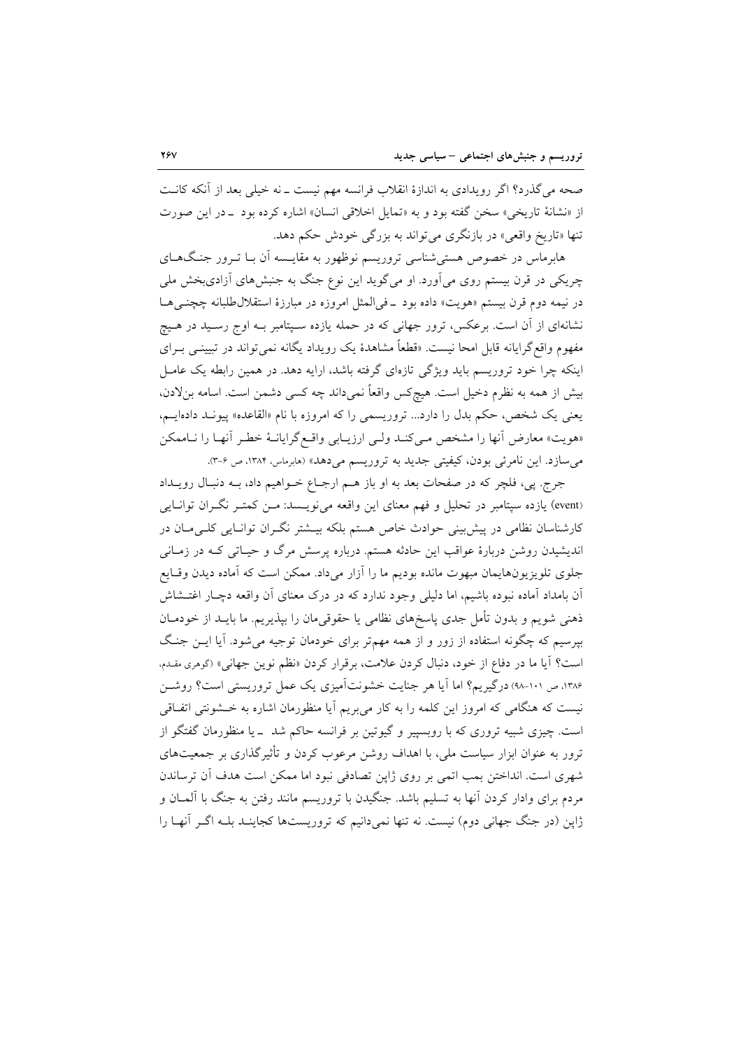صحه می‌گذرد؟ اگر رویدادی به اندازهٔ انقلاب فرانسه مهم نیست ـ نه خیلی بعد از آنکه کانت از «نشانهٔ تاریخی» سخن گفته بود و به «تمایل اخلاقی انسان» اشاره کرده بود ـ در این صورت تنها «تاریخ واقعی» در بازنگری می‌تواند به بزرگی خودش حکم دهد.

هابرماس در خصوص هستی‌شناسی تروریسم نوظهور به مقایسه آن با ترور جنگ‌های چریکی در قرن بیستم روی می‌آورد. او می‌گوید این نوع جنگ به جنبش‌های آزادی‌بخش ملی در نیمه دوم قرن بیستم «هویت» داده بود ـ فی‌المثل امروزه در مبارزهٔ استقلال‌طلبانه چچنی‌ها نشانه‌ای از آن است. برعکس، ترور جهانی که در حمله یازده سپتامبر به اوج رسید در هیچ مفهوم واقع‌گرایانه قابل امحا نیست. «قطعاً مشاهدهٔ یک رویداد یگانه نمی‌تواند در تبیینی برای اینکه چرا خود تروریسم باید ویژگی تازه‌ای گرفته باشد، ارایه دهد. در همین رابطه یک عامل بیش از همه به نظرم دخیل است. هیچ‌کس واقعاً نمی‌داند چه کسی دشمن است. اسامه بن‌لادن، یعنی یک شخص، حکم بدل را دارد... تروریسمی را که امروزه با نام «القاعده» پیوند داده‌ایم، «هویت» معارض آنها را مشخص می‌کند ولی ارزیابی واقع‌گرایانهٔ خطر آنها را ناممکن می‌سازد. این نامرئی بودن، کیفیتی جدید به تروریسم می‌دهد» (هابرماس، ۱۳۸۴، ص ۶-۳).

جرج. پی، فلچر که در صفحات بعد به او باز هم ارجاع خواهیم داد، به دنبال رویداد (event) یازده سپتامبر در تحلیل و فهم معنای این واقعه می‌نویسد: من کمتر نگران توانایی کارشناسان نظامی در پیش‌بینی حوادث خاص هستم بلکه بیشتر نگران توانایی کلی‌مان در اندیشیدن روشن دربارهٔ عواقب این حادثه هستم. درباره پرسش مرگ و حیاتی که در زمانی جلوی تلویزیون‌هایمان مبهوت مانده بودیم ما را آزار می‌داد. ممکن است که آماده دیدن وقایع آن بامداد آماده نبوده باشیم، اما دلیلی وجود ندارد که در درک معنای آن واقعه دچار اغتشاش ذهنی شویم و بدون تأمل جدی پاسخ‌های نظامی یا حقوقی‌مان را بپذیریم. ما باید از خودمان بپرسیم که چگونه استفاده از زور و از همه مهم‌تر برای خودمان توجیه می‌شود. آیا این جنگ است؟ آیا ما در دفاع از خود، دنبال کردن علامت، برقرار کردن «نظم نوین جهانی» (گوهری مقدم، ۱۳۸۶، ص ۱۰۱-۹۸) درگیریم؟ اما آیا هر جنایت خشونت‌آمیزی یک عمل تروریستی است؟ روشن نیست که هنگامی که امروز این کلمه را به کار می‌بریم آیا منظورمان اشاره به خشونتی اتفاقی است. چیزی شبیه تروری که با روبسپیر و گیوتین بر فرانسه حاکم شد ـ یا منظورمان گفتگو از ترور به عنوان ابزار سیاست ملی، با اهداف روشن مرعوب کردن و تأثیرگذاری بر جمعیت‌های شهری است. انداختن بمب اتمی بر روی ژاپن تصادفی نبود اما ممکن است هدف آن ترساندن مردم برای وادار کردن آنها به تسلیم باشد. جنگیدن با تروریسم مانند رفتن به جنگ با آلمان و ژاپن (در جنگ جهانی دوم) نیست. نه تنها نمی‌دانیم که تروریست‌ها کجایند بلکه اگر آنها را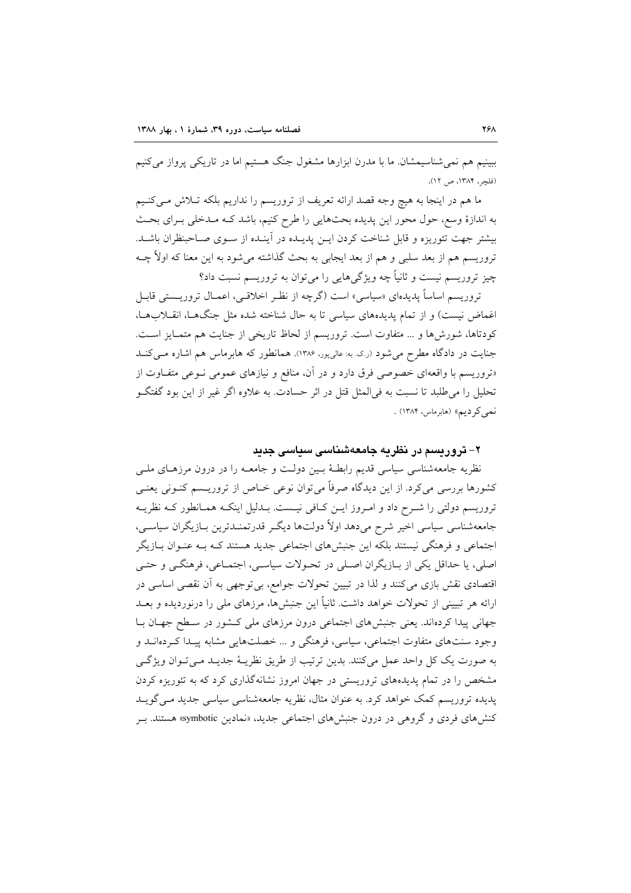ببینیم هم نمی‌شناسیمشان. ما با مدرن ابزارها مشغول جنگ هستیم اما در تاریکی پرواز می‌کنیم (فلچر، ۱۳۸۴، ص ۱۲).

ما هم در اینجا به هیچ وجه قصد ارائه تعریف از تروریسم را نداریم بلکه تلاش می‌کنیم به اندازهٔ وسع، حول محور این پدیده بحث‌هایی را طرح کنیم، باشد که مدخلی برای بحث بیشتر جهت تئوریزه و قابل شناخت کردن این پدیده در آینده از سوی صاحبنظران باشد. تروریسم هم از بعد سلبی و هم از بعد ایجابی به بحث گذاشته می‌شود به این معنا که اولاً چه چیز تروریسم نیست و ثانیاً چه ویژگی‌هایی را می‌توان به تروریسم نسبت داد؟

تروریسم اساساً پدیده‌ای «سیاسی» است (گرچه از نظر اخلاقی، اعمال تروریستی قابل اغماض نیست) و از تمام پدیده‌های سیاسی تا به حال شناخته شده مثل جنگ‌ها، انقلاب‌ها، کودتاها، شورش‌ها و ... متفاوت است. تروریسم از لحاظ تاریخی از جنایت هم متمایز است. جنایت در دادگاه مطرح می‌شود (ر.ک. به: عالی‌پور، ۱۳۸۶). همانطور که هابرماس هم اشاره می‌کند «تروریسم با واقعه‌ای خصوصی فرق دارد و در آن، منافع و نیازهای عمومی نوعی متفاوت از تحلیل را می‌طلبد تا نسبت به فی‌المثل قتل در اثر حسادت. به علاوه اگر غیر از این بود گفتگو نمی‌کردیم» (هابرماس، ۱۳۸۴) .

## ۲- تروریسم در نظریه جامعه‌شناسی سیاسی جدید

نظریه جامعه‌شناسی سیاسی قدیم رابطهٔ بین دولت و جامعه را در درون مرزهای ملی کشورها بررسی می‌کرد. از این دیدگاه صرفاً می‌توان نوعی خاص از تروریسم کنونی یعنی تروریسم دولتی را شرح داد و امروز این کافی نیست. بدلیل اینکه همانطور که نظریه جامعه‌شناسی سیاسی اخیر شرح می‌دهد اولاً دولت‌ها دیگر قدرتمندترین بازیگران سیاسی، اجتماعی و فرهنگی نیستند بلکه این جنبش‌های اجتماعی جدید هستند که به عنوان بازیگر اصلی، یا حداقل یکی از بازیگران اصلی در تحولات سیاسی، اجتماعی، فرهنگی و حتی اقتصادی نقش بازی می‌کنند و لذا در تبیین تحولات جوامع، بی‌توجهی به آن نقصی اساسی در ارائه هر تبیینی از تحولات خواهد داشت. ثانیاً این جنبش‌ها، مرزهای ملی را درنوردیده و بعد جهانی پیدا کرده‌اند. یعنی جنبش‌های اجتماعی درون مرزهای ملی کشور در سطح جهان با وجود سنت‌های متفاوت اجتماعی، سیاسی، فرهنگی و ... خصلت‌هایی مشابه پیدا کرده‌اند و به صورت یک کل واحد عمل می‌کنند. بدین ترتیب از طریق نظریهٔ جدید می‌توان ویژگی مشخص را در تمام پدیده‌های تروریستی در جهان امروز نشانه‌گذاری کرد که به تئوریزه کردن پدیده تروریسم کمک خواهد کرد. به عنوان مثال، نظریه جامعه‌شناسی سیاسی جدید می‌گوید کنش‌های فردی و گروهی در درون جنبش‌های اجتماعی جدید، «نمادین symbotic» هستند. بر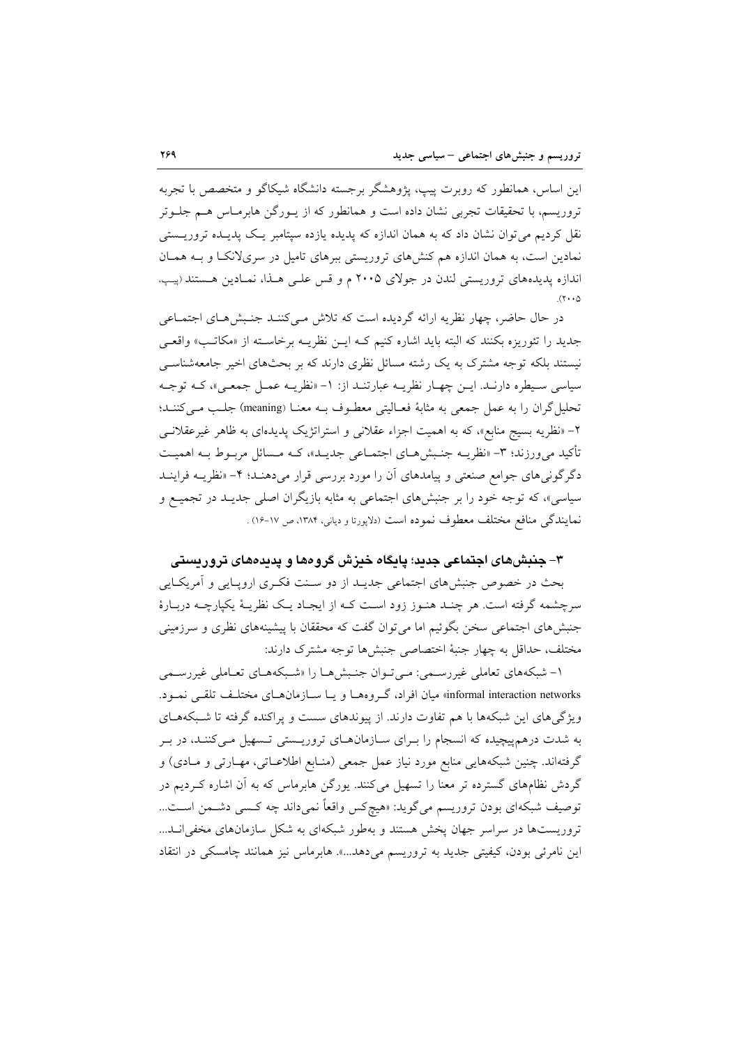این اساس، همانطور که روبرت پیپ، پژوهشگر برجسته دانشگاه شیکاگو و متخصص با تجربه تروریسم، با تحقیقات تجربی نشان داده است و همانطور که از یورگن هابرماس هم جلوتر نقل کردیم می‌توان نشان داد که به همان اندازه که پدیده یازده سپتامبر یک پدیده تروریستی نمادین است، به همان اندازه هم کنش‌های تروریستی ببرهای تامیل در سری‌لانکا و به همان اندازه پدیده‌های تروریستی لندن در جولای ۲۰۰۵ م و قس علی هذا، نمادین هستند (پیپ، ۲۰۰۵).

در حال حاضر، چهار نظریه ارائه گردیده است که تلاش می‌کنند جنبش‌های اجتماعی جدید را تئوریزه بکنند که البته باید اشاره کنیم که این نظریه برخاسته از «مکاتب» واقعی نیستند بلکه توجه مشترک به یک رشته مسائل نظری دارند که بر بحث‌های اخیر جامعه‌شناسی سیاسی سیطره دارند. این چهار نظریه عبارتند از: ۱- «نظریه عمل جمعی»، که توجه تحلیل‌گران را به عمل جمعی به مثابهٔ فعالیتی معطوف به معنا (meaning) جلب می‌کنند؛ ۲- «نظریه بسیج منابع»، که به اهمیت اجزاء عقلانی و استراتژیک پدیده‌ای به ظاهر غیرعقلانی تأکید می‌ورزند؛ ۳- «نظریه جنبش‌های اجتماعی جدید»، که مسائل مربوط به اهمیت دگرگونی‌های جوامع صنعتی و پیامدهای آن را مورد بررسی قرار می‌دهند؛ ۴- «نظریه فرایند سیاسی»، که توجه خود را بر جنبش‌های اجتماعی به مثابه بازیگران اصلی جدید در تجمیع و نمایندگی منافع مختلف معطوف نموده است (دلاپورتا و دیانی، ۱۳۸۴، ص ۱۷-۱۶) .

### ۳- جنبش‌های اجتماعی جدید؛ پایگاه خیزش گروه‌ها و پدیده‌های تروریستی

بحث در خصوص جنبش‌های اجتماعی جدید از دو سنت فکری اروپایی و آمریکایی سرچشمه گرفته است. هر چند هنوز زود است که از ایجاد یک نظریهٔ یکپارچه دربارهٔ جنبش‌های اجتماعی سخن بگوئیم اما می‌توان گفت که محققان با پیشینه‌های نظری و سرزمینی مختلف، حداقل به چهار جنبهٔ اختصاصی جنبش‌ها توجه مشترک دارند:

۱- شبکه‌های تعاملی غیررسمی: می‌توان جنبش‌ها را «شبکه‌های تعاملی غیررسمی informal interaction networks» میان افراد، گروه‌ها و یا سازمان‌های مختلف تلقی نمود. ویژگی‌های این شبکه‌ها با هم تفاوت دارند. از پیوندهای سست و پراکنده گرفته تا شبکه‌های به شدت درهم‌پیچیده که انسجام را برای سازمان‌های تروریستی تسهیل می‌کنند، در بر گرفته‌اند. چنین شبکه‌هایی منابع مورد نیاز عمل جمعی (منابع اطلاعاتی، مهارتی و مادی) و گردش نظام‌های گسترده تر معنا را تسهیل می‌کنند. یورگن هابرماس که به آن اشاره کردیم در توصیف شبکه‌ای بودن تروریسم می‌گوید: «هیچ‌کس واقعاً نمی‌داند چه کسی دشمن است... تروریست‌ها در سراسر جهان پخش هستند و به‌طور شبکه‌ای به شکل سازمان‌های مخفی‌اند... این نامرئی بودن، کیفیتی جدید به تروریسم می‌دهد...». هابرماس نیز همانند چامسکی در انتقاد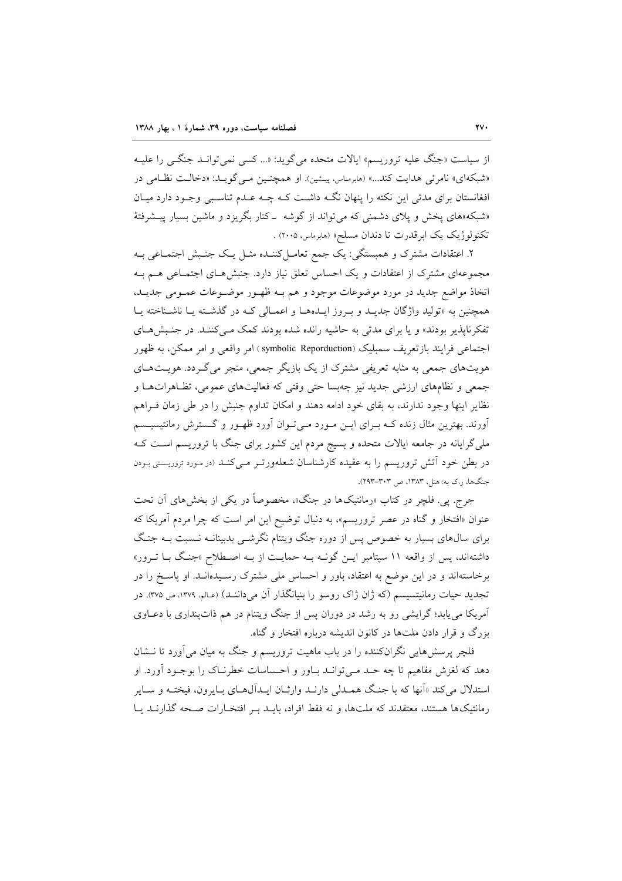از سیاست «جنگ علیه تروریسم» ایالات متحده می‌گوید: «... کسی نمی‌تواند جنگی را علیه «شبکه‌ای» نامرئی هدایت کند...» (هابرماس، پیشین). او همچنین می‌گوید: «دخالت نظامی در افغانستان برای مدتی این نکته را پنهان نگه داشت که چه عدم تناسبی وجود دارد میان «شبکه»های پخش و پلای دشمنی که می‌تواند از گوشه ـ کنار بگریزد و ماشین بسیار پیشرفتهٔ تکنولوژیک یک ابرقدرت تا دندان مسلح» (هابرماس، ۲۰۰۵) .

۲. اعتقادات مشترک و همبستگی: یک جمع تعامل‌کننده مثل یک جنبش اجتماعی به مجموعه‌ای مشترک از اعتقادات و یک احساس تعلق نیاز دارد. جنبش‌های اجتماعی هم به اتخاذ مواضع جدید در مورد موضوعات موجود و هم به ظهور موضوعات عمومی جدید، همچنین به «تولید واژگان جدید و بروز ایده‌ها و اعمالی که در گذشته یا ناشناخته یا تفکرناپذیر بودند» و یا برای مدتی به حاشیه رانده شده بودند کمک می‌کنند. در جنبش‌های اجتماعی فرایند بازتعریف سمبلیک (symbolic Reporduction) امر واقعی و امر ممکن، به ظهور هویت‌های جمعی به مثابه تعریفی مشترک از یک بازیگر جمعی، منجر می‌گردد. هویت‌های جمعی و نظام‌های ارزشی جدید نیز چه‌بسا حتی وقتی که فعالیت‌های عمومی، تظاهرات‌ها و نظایر اینها وجود ندارند، به بقای خود ادامه دهند و امکان تداوم جنبش را در طی زمان فراهم آورند. بهترین مثال زنده که برای این مورد می‌توان آورد ظهور و گسترش رمانتیسیسم ملی‌گرایانه در جامعه ایالات متحده و بسیج مردم این کشور برای جنگ با تروریسم است که در بطن خود آتش تروریسم را به عقیده کارشناسان شعله‌ورتر می‌کند (در مورد تروریستی بودن جنگ‌ها، ر.ک به: هنل، ۱۳۸۳، ص ۳۰۳-۲۹۳).

جرج. پی. فلچر در کتاب «رمانتیک‌ها در جنگ»، مخصوصاً در یکی از بخش‌های آن تحت عنوان «افتخار و گناه در عصر تروریسم»، به دنبال توضیح این امر است که چرا مردم آمریکا که برای سال‌های بسیار به خصوص پس از دوره جنگ ویتنام نگرشی بدبینانه نسبت به جنگ داشته‌اند، پس از واقعه ۱۱ سپتامبر این گونه به حمایت از به اصطلاح «جنگ با ترور» برخاسته‌اند و در این موضع به اعتقاد، باور و احساس ملی مشترک رسیده‌اند. او پاسخ را در تجدید حیات رمانتیسیسم (که ژان ژاک روسو را بنیانگذار آن می‌دانند) (عالم، ۱۳۷۹، ص ۳۷۵). در آمریکا می‌یابد؛ گرایشی رو به رشد در دوران پس از جنگ ویتنام در هم ذات‌پنداری با دعاوی بزرگ و قرار دادن ملت‌ها در کانون اندیشه درباره افتخار و گناه.

فلچر پرسش‌هایی نگران‌کننده را در باب ماهیت تروریسم و جنگ به میان می‌آورد تا نشان دهد که لغزش مفاهیم تا چه حد می‌تواند باور و احساسات خطرناک را بوجود آورد. او استدلال می‌کند «آنها که با جنگ همدلی دارند وارثان ایدآل‌های بایرون، فیخته و سایر رمانتیک‌ها هستند، معتقدند که ملت‌ها، و نه فقط افراد، باید بر افتخارات صحه گذارند یا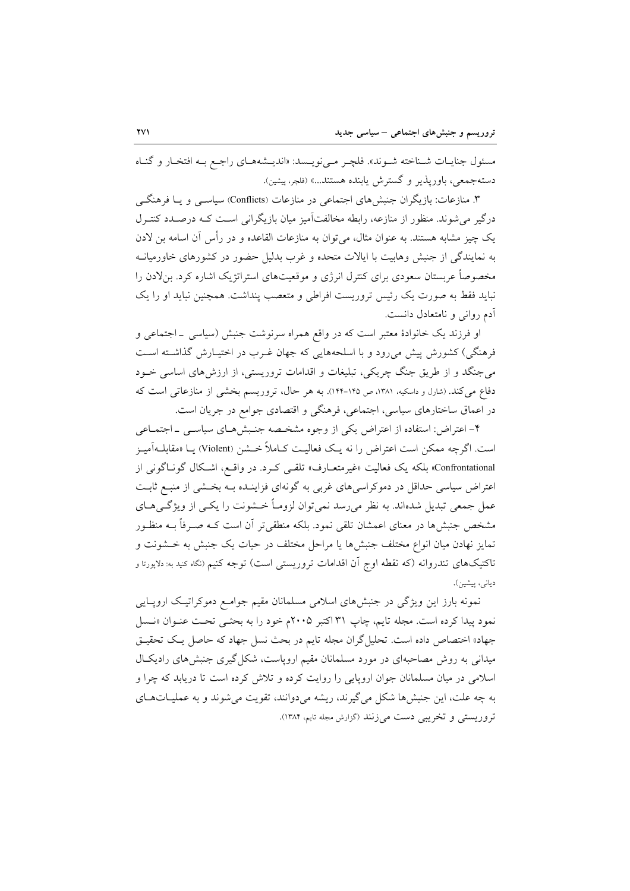مسئول جنایات شناخته شوند». فلچر می‌نویسد: «اندیشه‌های راجع به افتخار و گناه دسته‌جمعی، باورپذیر و گسترش یابنده هستند...» (فلچر، پیشین).

۳. منازعات: بازیگران جنبش‌های اجتماعی در منازعات (Conflicts) سیاسی و یا فرهنگی درگیر می‌شوند. منظور از منازعه، رابطه مخالفت‌آمیز میان بازیگرانی است که درصدد کنترل یک چیز مشابه هستند. به عنوان مثال، می‌توان به منازعات القاعده و در رأس آن اسامه بن لادن به نمایندگی از جنبش وهابیت با ایالات متحده و غرب بدلیل حضور در کشورهای خاورمیانه مخصوصاً عربستان سعودی برای کنترل انرژی و موقعیت‌های استراتژیک اشاره کرد. بن‌لادن را نباید فقط به صورت یک رئیس تروریست افراطی و متعصب پنداشت. همچنین نباید او را یک آدم روانی و نامتعادل دانست.

او فرزند یک خانوادهٔ معتبر است که در واقع همراه سرنوشت جنبش (سیاسی ـ اجتماعی و فرهنگی) کشورش پیش می‌رود و با اسلحه‌هایی که جهان غرب در اختیارش گذاشته است می‌جنگد و از طریق جنگ چریکی، تبلیغات و اقدامات تروریستی، از ارزش‌های اساسی خود دفاع می‌کند. (شارل و داسکیه، ۱۳۸۱، ص ۱۴۵-۱۴۴). به هر حال، تروریسم بخشی از منازعاتی است که در اعماق ساختارهای سیاسی، اجتماعی، فرهنگی و اقتصادی جوامع در جریان است.

۴- اعتراض: استفاده از اعتراض یکی از وجوه مشخصه جنبش‌های سیاسی ـ اجتماعی است. اگرچه ممکن است اعتراض را نه یک فعالیت کاملاً خشن (Violent) یا «مقابله‌آمیز Confrontational» بلکه یک فعالیت «غیرمتعارف» تلقی کرد. در واقع، اشکال گوناگونی از اعتراض سیاسی حداقل در دموکراسی‌های غربی به گونه‌ای فزاینده به بخشی از منبع ثابت عمل جمعی تبدیل شده‌اند. به نظر می‌رسد نمی‌توان لزوماً خشونت را یکی از ویژگی‌های مشخص جنبش‌ها در معنای اعمشان تلقی نمود. بلکه منطقی‌تر آن است که صرفاً به منظور تمایز نهادن میان انواع مختلف جنبش‌ها یا مراحل مختلف در حیات یک جنبش به خشونت و تاکتیک‌های تندروانه (که نقطه اوج آن اقدامات تروریستی است) توجه کنیم (نگاه کنید به: دلاپورتا و دیانی، پیشین).

نمونه بارز این ویژگی در جنبش‌های اسلامی مسلمانان مقیم جوامع دموکراتیک اروپایی نمود پیدا کرده است. مجله تایم، چاپ ۳۱ اکتبر ۲۰۰۵م خود را به بحثی تحت عنوان «نسل جهاد» اختصاص داده است. تحلیل‌گران مجله تایم در بحث نسل جهاد که حاصل یک تحقیق میدانی به روش مصاحبه‌ای در مورد مسلمانان مقیم اروپاست، شکل‌گیری جنبش‌های رادیکال اسلامی در میان مسلمانان جوان اروپایی را روایت کرده و تلاش کرده است تا دریابد که چرا و به چه علت، این جنبش‌ها شکل می‌گیرند، ریشه می‌دوانند، تقویت می‌شوند و به عملیات‌های تروریستی و تخریبی دست می‌زنند (گزارش مجله تایم، ۱۳۸۴).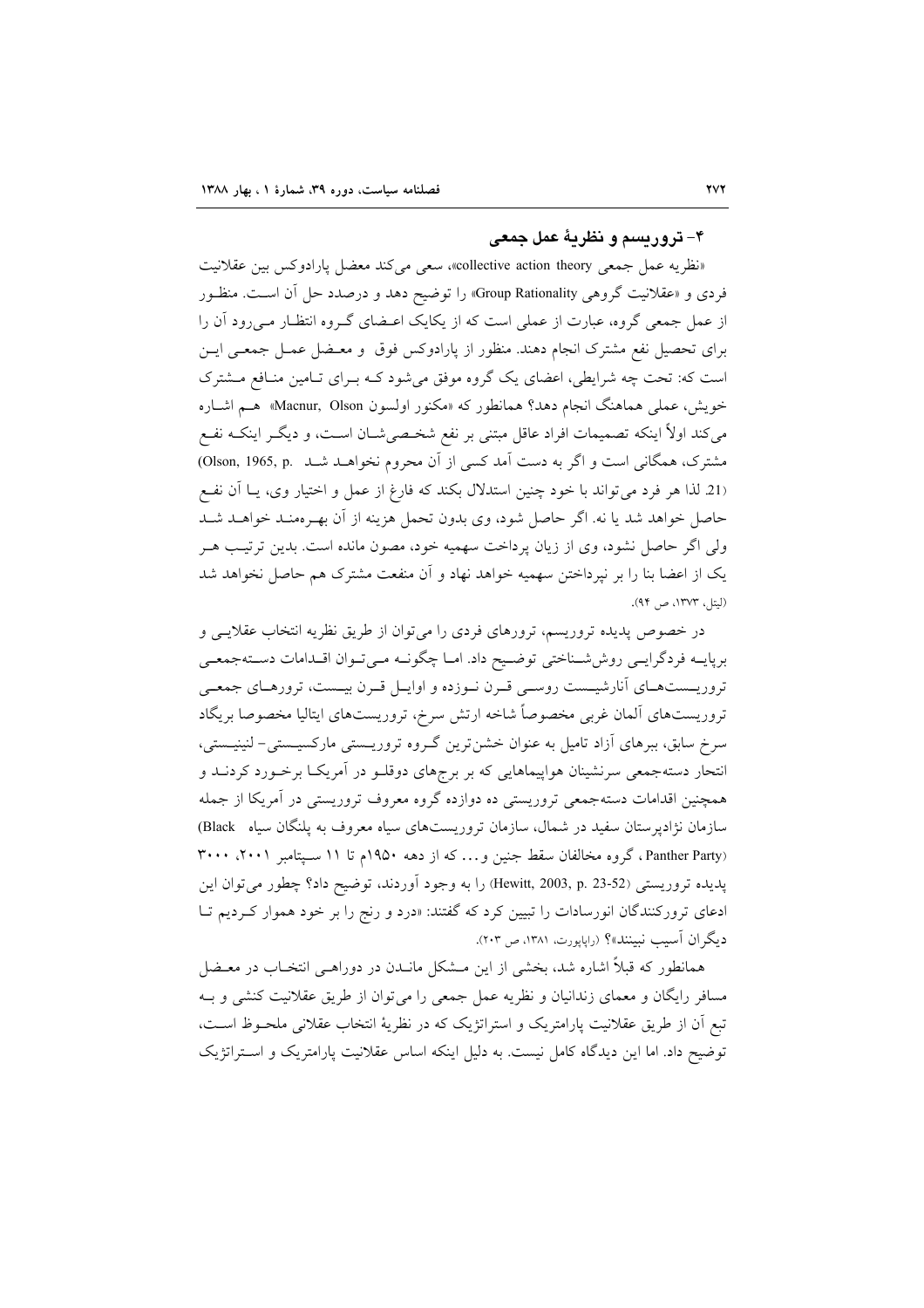## ۴- تروریسم و نظریهٔ عمل جمعی

«نظریه عمل جمعی collective action theory»، سعی می‌کند معضل پارادوکس بین عقلانیت فردی و «عقلانیت گروهی Group Rationality» را توضیح دهد و درصدد حل آن است. منظور از عمل جمعی گروه، عبارت از عملی است که از یکایک اعضای گروه انتظار می‌رود آن را برای تحصیل نفع مشترک انجام دهند. منظور از پارادوکس فوق و معضل عمل جمعی این است که: تحت چه شرایطی، اعضای یک گروه موفق می‌شود که برای تامین منافع مشترک خویش، عملی هماهنگ انجام دهد؟ همانطور که «مکنور اولسون Macnur, Olson» هم اشاره می‌کند اولاً اینکه تصمیمات افراد عاقل مبتنی بر نفع شخصی‌شان است، و دیگر اینکه نفع مشترک، همگانی است و اگر به دست آمد کسی از آن محروم نخواهد شد (Olson, 1965, p. 21). لذا هر فرد می‌تواند با خود چنین استدلال بکند که فارغ از عمل و اختیار وی، یا آن نفع حاصل خواهد شد یا نه. اگر حاصل شود، وی بدون تحمل هزینه از آن بهره‌مند خواهد شد ولی اگر حاصل نشود، وی از زیان پرداخت سهمیه خود، مصون مانده است. بدین ترتیب هر یک از اعضا بنا را بر نپرداختن سهمیه خواهد نهاد و آن منفعت مشترک هم حاصل نخواهد شد (لیتل، ۱۳۷۳، ص ۹۴).

در خصوص پدیده تروریسم، ترورهای فردی را می‌توان از طریق نظریه انتخاب عقلایی و برپایه فردگرایی روش‌شناختی توضیح داد. اما چگونه می‌توان اقدامات دسته‌جمعی تروریست‌های آنارشیست روسی قرن نوزده و اوایل قرن بیست، ترورهای جمعی تروریست‌های آلمان غربی مخصوصاً شاخه ارتش سرخ، تروریست‌های ایتالیا مخصوصا بریگاد سرخ سابق، ببرهای آزاد تامیل به عنوان خشن‌ترین گروه تروریستی مارکسیستی- لنینیستی، انتحار دسته‌جمعی سرنشینان هواپیماهایی که بر برج‌های دوقلو در آمریکا برخورد کردند و همچنین اقدامات دسته‌جمعی تروریستی ده دوازده گروه معروف تروریستی در آمریکا از جمله سازمان نژادپرستان سفید در شمال، سازمان تروریست‌های سیاه معروف به پلنگان سیاه (Black Panther Party)، گروه مخالفان سقط جنین و... که از دهه ۱۹۵۰م تا ۱۱ سپتامبر ۲۰۰۱، ۳۰۰۰ پدیده تروریستی (Hewitt, 2003, p. 23-52) را به وجود آوردند، توضیح داد؟ چطور می‌توان این ادعای تررورکنندگان انورسادات را تبیین کرد که گفتند: «درد و رنج را بر خود هموار کردیم تا دیگران آسیب نبینند»؟ (راپوپورت، ۱۳۸۱، ص ۲۰۳).

همانطور که قبلاً اشاره شد، بخشی از این مشکل ماندن در دوراهی انتخاب در معضل مسافر رایگان و معمای زندانیان و نظریه عمل جمعی را می‌توان از طریق عقلانیت کنشی و به تبع آن از طریق عقلانیت پارامتریک و استراتژیک که در نظریهٔ انتخاب عقلانی ملحوظ است، توضیح داد. اما این دیدگاه کامل نیست. به دلیل اینکه اساس عقلانیت پارامتریک و استراتژیک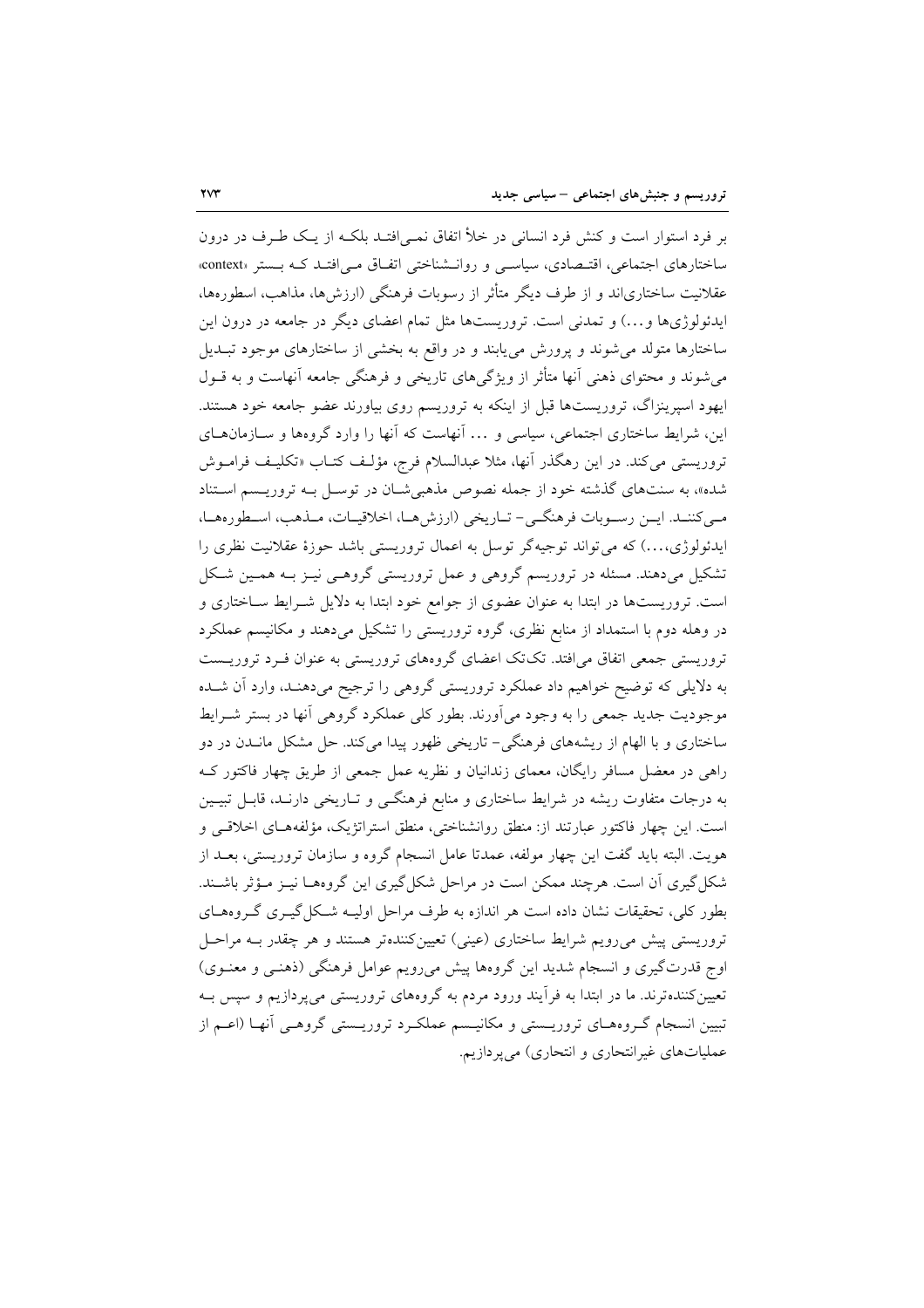بر فرد استوار است و کنش فرد انسانی در خلأ اتفاق نمی‌افتد بلکه از یک طرف در درون ساختارهای اجتماعی، اقتصادی، سیاسی و روانشناختی اتفاق می‌افتد که بستر «context» عقلانیت ساختاری‌اند و از طرف دیگر متأثر از رسوبات فرهنگی (ارزش‌ها، مذاهب، اسطوره‌ها، ایدئولوژی‌ها و...) و تمدنی است. تروریست‌ها مثل تمام اعضای دیگر در جامعه در درون این ساختارها متولد می‌شوند و پرورش می‌یابند و در واقع به بخشی از ساختارهای موجود تبدیل می‌شوند و محتوای ذهنی آنها متأثر از ویژگی‌های تاریخی و فرهنگی جامعه آنهاست و به قول ایهود اسپرینزاگ، تروریست‌ها قبل از اینکه به تروریسم روی بیاورند عضو جامعه خود هستند. این، شرایط ساختاری اجتماعی، سیاسی و ... آنهاست که آنها را وارد گروه‌ها و سازمان‌های تروریستی می‌کند. در این رهگذر آنها، مثلا عبدالسلام فرج، مؤلف کتاب «تکلیف فراموش شده»، به سنت‌های گذشته خود از جمله نصوص مذهبی‌شان در توسل به تروریسم استناد می‌کنند. این رسوبات فرهنگی- تاریخی (ارزش‌ها، اخلاقیات، مذهب، اسطوره‌ها، ایدئولوژی،...) که می‌تواند توجیه‌گر توسل به اعمال تروریستی باشد حوزهٔ عقلانیت نظری را تشکیل می‌دهند. مسئله در تروریسم گروهی و عمل تروریستی گروهی نیز به همین شکل است. تروریست‌ها در ابتدا به عنوان عضوی از جوامع خود ابتدا به دلایل شرایط ساختاری و در وهله دوم با استمداد از منابع نظری، گروه تروریستی را تشکیل می‌دهند و مکانیسم عملکرد تروریستی جمعی اتفاق می‌افتد. تک‌تک اعضای گروه‌های تروریستی به عنوان فرد تروریست به دلایلی که توضیح خواهیم داد عملکرد تروریستی گروهی را ترجیح می‌دهند، وارد آن شده موجودیت جدید جمعی را به وجود می‌آورند. بطور کلی عملکرد گروهی آنها در بستر شرایط ساختاری و با الهام از ریشه‌های فرهنگی- تاریخی ظهور پیدا می‌کند. حل مشکل ماندن در دو راهی در معضل مسافر رایگان، معمای زندانیان و نظریه عمل جمعی از طریق چهار فاکتور که به درجات متفاوت ریشه در شرایط ساختاری و منابع فرهنگی و تاریخی دارند، قابل تبیین است. این چهار فاکتور عبارتند از: منطق روانشناختی، منطق استراتژیک، مؤلفه‌های اخلاقی و هویت. البته باید گفت این چهار مولفه، عمدتا عامل انسجام گروه و سازمان تروریستی، بعد از شکل‌گیری آن است. هرچند ممکن است در مراحل شکل‌گیری این گروه‌ها نیز مؤثر باشند. بطور کلی، تحقیقات نشان داده است هر اندازه به طرف مراحل اولیه شکل‌گیری گروه‌های تروریستی پیش می‌رویم شرایط ساختاری (عینی) تعیین‌کننده‌تر هستند و هر چقدر به مراحل اوج قدرت‌گیری و انسجام شدید این گروه‌ها پیش می‌رویم عوامل فرهنگی (ذهنی و معنوی) تعیین‌کننده‌ترند. ما در ابتدا به فرآیند ورود مردم به گروه‌های تروریستی می‌پردازیم و سپس به تبیین انسجام گروه‌های تروریستی و مکانیسم عملکرد تروریستی گروهی آنها (اعم از عملیات‌های غیرانتحاری و انتحاری) می‌پردازیم.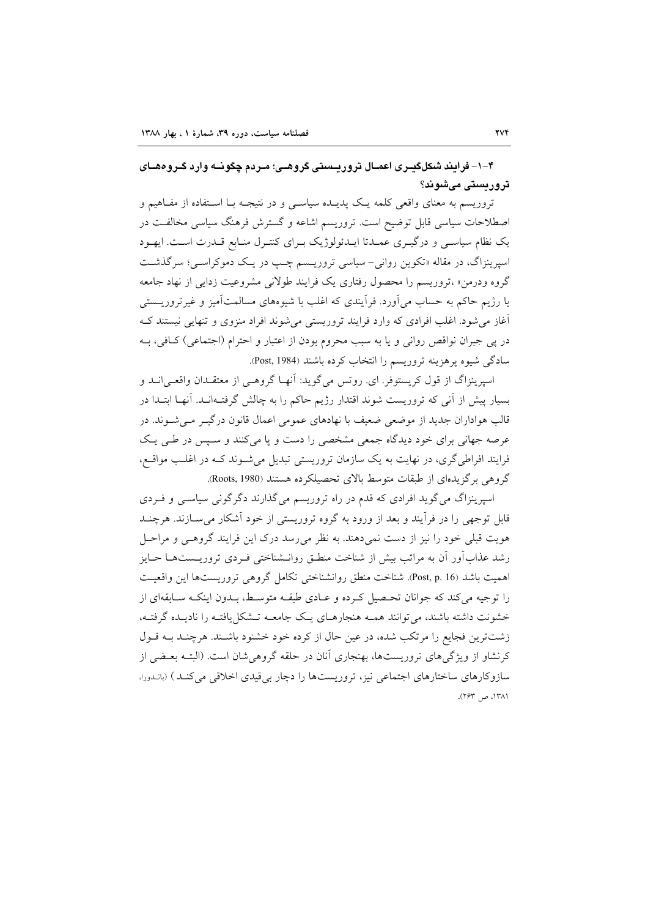### ۴-۱- فرایند شکل‌گیری اعمال تروریستی گروهی؛ مردم چگونه وارد گروه‌های تروریستی می‌شوند؟

تروریسم به معنای واقعی کلمه یک پدیده سیاسی و در نتیجه با استفاده از مفاهیم و اصطلاحات سیاسی قابل توضیح است. تروریسم اشاعه و گسترش فرهنگ سیاسی مخالفت در یک نظام سیاسی و درگیری عمدتا ایدئولوژیک برای کنترل منابع قدرت است. ایهود اسپرینزاگ، در مقاله «تکوین روانی- سیاسی تروریسم چپ در یک دموکراسی؛ سرگذشت گروه ودرمن» ،تروریسم را محصول رفتاری یک فرایند طولانی مشروعیت زدایی از نهاد جامعه یا رژیم حاکم به حساب می‌آورد. فرآیندی که اغلب با شیوه‌های مسالمت‌آمیز و غیرتروریستی آغاز می‌شود. اغلب افرادی که وارد فرایند تروریستی می‌شوند افراد منزوی و تنهایی نیستند که در پی جبران نواقص روانی و یا به سبب محروم بودن از اعتبار و احترام (اجتماعی) کافی، به سادگی شیوه پرهزینه تروریسم را انتخاب کرده باشند (Post, 1984).

اسپرینزاگ از قول کریستوفر. ای. روتس می‌گوید: آنها گروهی از معتقدان واقعی‌اند و بسیار پیش از آنی که تروریست شوند اقتدار رژیم حاکم را به چالش گرفته‌اند. آنها ابتدا در قالب هواداران جدید از موضعی ضعیف با نهادهای عمومی اعمال قانون درگیر می‌شوند. در عرصه جهانی برای خود دیدگاه جمعی مشخصی را دست و پا می‌کنند و سپس در طی یک فرایند افراطی‌گری، در نهایت به یک سازمان تروریستی تبدیل می‌شوند که در اغلب مواقع، گروهی برگزیده‌ای از طبقات متوسط بالای تحصیلکرده هستند (Roots, 1980).

اسپرینزاگ می‌گوید افرادی که قدم در راه تروریسم می‌گذارند دگرگونی سیاسی و فردی قابل توجهی را در فرآیند و بعد از ورود به گروه تروریستی از خود آشکار می‌سازند. هرچند هویت قبلی خود را نیز از دست نمی‌دهند. به نظر می‌رسد درک این فرایند گروهی و مراحل رشد عذاب‌آور آن به مراتب بیش از شناخت منطق روانشناختی فردی تروریست‌ها حایز اهمیت باشد (Post, p. 16). شناخت منطق روانشناختی تکامل گروهی تروریست‌ها این واقعیت را توجیه می‌کند که جوانان تحصیل کرده و عادی طبقه متوسط، بدون اینکه سابقه‌ای از خشونت داشته باشند، می‌توانند همه هنجارهای یک جامعه تشکل‌یافته را نادیده گرفته، زشت‌ترین فجایع را مرتکب شده، در عین حال از کرده خود خشنود باشند. هرچند به قول کرنشاو از ویژگی‌های تروریست‌ها، بهنجاری آنان در حلقه گروهی‌شان است. (البته بعضی از سازوکارهای ساختارهای اجتماعی نیز، تروریست‌ها را دچار بی‌قیدی اخلاقی می‌کند ) (باندورا، ۱۳۸۱، ص ۲۶۳).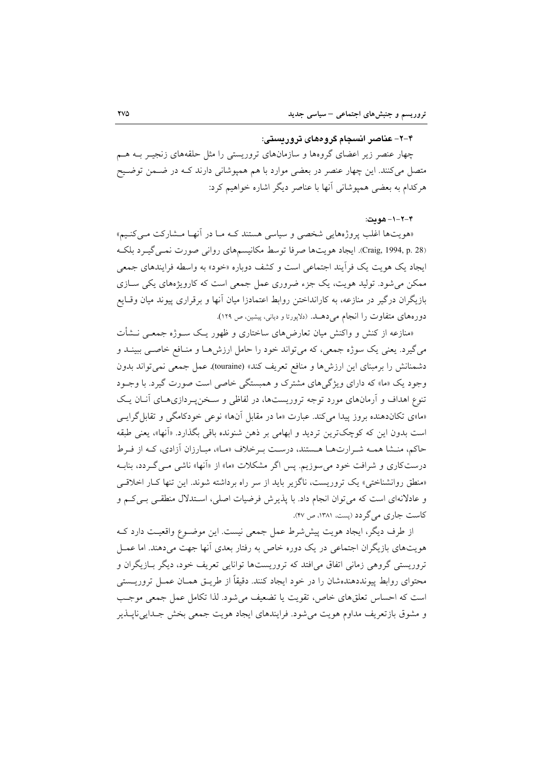### ۴-۲- عناصر انسجام گروه‌های تروریستی:

چهار عنصر زیر اعضای گروه‌ها و سازمان‌های تروریستی را مثل حلقه‌های زنجیر به هم متصل می‌کنند. این چهار عنصر در بعضی موارد با هم همپوشانی دارند که در ضمن توضیح هرکدام به بعضی همپوشانی آنها با عناصر دیگر اشاره خواهیم کرد:

#### ۴-۲-۱- هویت:

«هویت‌ها اغلب پروژه‌هایی شخصی و سیاسی هستند که ما در آنها مشارکت می‌کنیم» (Craig, 1994, p. 28). ایجاد هویت‌ها صرفا توسط مکانیسم‌های روانی صورت نمی‌گیرد بلکه ایجاد یک هویت یک فرآیند اجتماعی است و کشف دوباره «خود» به واسطه فرایندهای جمعی ممکن می‌شود. تولید هویت، یک جزء ضروری عمل جمعی است که کارویژه‌های یکی سازی بازیگران درگیر در منازعه، به کارانداختن روابط اعتمادزا میان آنها و برقراری پیوند میان وقایع دوره‌های متفاوت را انجام می‌دهد. (دلاپورتا و دیانی، پیشین، ص ۱۲۹).

«منازعه از کنش و واکنش میان تعارض‌های ساختاری و ظهور یک سوژه جمعی نشأت می‌گیرد. یعنی یک سوژه جمعی، که می‌تواند خود را حامل ارزش‌ها و منافع خاصی ببیند و دشمنانش را برمبنای این ارزش‌ها و منافع تعریف کند» (touraine). عمل جمعی نمی‌تواند بدون وجود یک «ما» که دارای ویژگی‌های مشترک و همبستگی خاصی است صورت گیرد. با وجود تنوع اهداف و آرمان‌های مورد توجه تروریست‌ها، در لفاظی و سخن‌پردازی‌های آنان یک «ما»ی تکان‌دهنده بروز پیدا می‌کند. عبارت «ما در مقابل آن‌ها» نوعی خودکامگی و تقابل‌گرایی است بدون این که کوچک‌ترین تردید و ابهامی بر ذهن شنونده باقی بگذارد. «آنها»، یعنی طبقه حاکم، منشا همه شرارت‌ها هستند، درست برخلاف «ما»، مبارزان آزادی، که از فرط درستکاری و شرافت خود می‌سوزیم. پس اگر مشکلات «ما» از «آنها» ناشی می‌گردد، بنابه «منطق روانشناختی» یک تروریست، ناگزیر باید از سر راه برداشته شوند. این تنها کار اخلاقی و عادلانه‌ای است که می‌توان انجام داد. با پذیرش فرضیات اصلی، استدلال منطقی بی‌کم و کاست جاری می‌گردد (پست، ۱۳۸۱، ص ۴۷).

از طرف دیگر، ایجاد هویت پیش‌شرط عمل جمعی نیست. این موضوع واقعیت دارد که هویت‌های بازیگران اجتماعی در یک دوره خاص به رفتار بعدی آنها جهت می‌دهند. اما عمل تروریستی گروهی زمانی اتفاق می‌افتد که تروریست‌ها توانایی تعریف خود، دیگر بازیگران و محتوای روابط پیونددهنده‌شان را در خود ایجاد کنند. دقیقاً از طریق همان عمل تروریستی است که احساس تعلق‌های خاص، تقویت یا تضعیف می‌شود. لذا تکامل عمل جمعی موجب و مشوق بازتعریف مداوم هویت می‌شود. فرایندهای ایجاد هویت جمعی بخش جدایی‌ناپذیر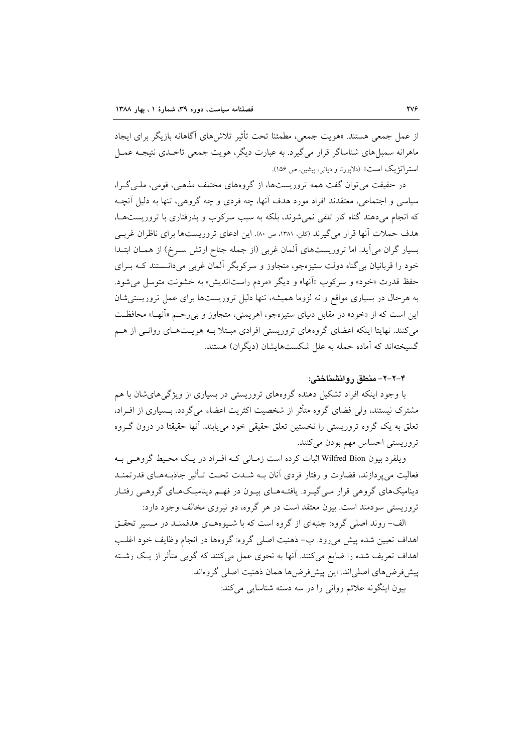از عمل جمعی هستند. «هویت جمعی، مطمئنا تحت تأثیر تلاش‌های آگاهانه بازیگر برای ایجاد ماهرانه سمبل‌های شناساگر قرار می‌گیرد. به عبارت دیگر، هویت جمعی تاحدی نتیجه عمل استراتژیک است» (دلاپورتا و دیانی، پیشین، ص ۱۵۶).

در حقیقت می‌توان گفت همه تروریست‌ها، از گروه‌های مختلف مذهبی، قومی، ملی‌گرا، سیاسی و اجتماعی، معتقدند افراد مورد هدف آنها، چه فردی و چه گروهی، تنها به دلیل آنچه که انجام می‌دهند گناه کار تلقی نمی‌شوند، بلکه به سبب سرکوب و بدرفتاری با تروریست‌ها، هدف حملات آنها قرار می‌گیرند (کلن، ۱۳۸۱، ص ۸۰). این ادعای تروریست‌ها برای ناظران غربی بسیار گران می‌آید. اما تروریست‌های آلمان غربی (از جمله جناح ارتش سرخ) از همان ابتدا خود را قربانیان بی‌گناه دولت ستیزه‌جو، متجاوز و سرکوبگر آلمان غربی می‌دانستند که برای حفظ قدرت «خود» و سرکوب «آنها» و دیگر «مردم راست‌اندیش» به خشونت متوسل می‌شود. به هرحال در بسیاری مواقع و نه لزوما همیشه، تنها دلیل تروریست‌ها برای عمل تروریستی‌شان این است که از «خود» در مقابل دنیای ستیزه‌جو، اهریمنی، متجاوز و بی‌رحم «آنها» محافظت می‌کنند. نهایتا اینکه اعضای گروه‌های تروریستی افرادی مبتلا به هویت‌های روانی از هم گسیخته‌اند که آماده حمله به علل شکست‌هایشان (دیگران) هستند.

### ۴-۲-۲- منطق روانشناختی:

با وجود اینکه افراد تشکیل دهنده گروه‌های تروریستی در بسیاری از ویژگی‌های‌شان با هم مشترک نیستند، ولی فضای گروه متأثر از شخصیت اکثریت اعضاء می‌گردد. بسیاری از افراد، تعلق به یک گروه تروریستی را نخستین تعلق حقیقی خود می‌یابند. آنها حقیقتا در درون گروه تروریستی احساس مهم بودن می‌کنند.

ویلفرد بیون Wilfred Bion اثبات کرده است زمانی که افراد در یک محیط گروهی به فعالیت می‌پردازند، قضاوت و رفتار فردی آنان به شدت تحت تأثیر جاذبه‌های قدرتمند دینامیک‌های گروهی قرار می‌گیرد. یافته‌های بیون در فهم دینامیک‌های گروهی رفتار تروریستی سودمند است. بیون معتقد است در هر گروه، دو نیروی مخالف وجود دارد:

الف- روند اصلی گروه: جنبه‌ای از گروه است که با شیوه‌های هدفمند در مسیر تحقق اهداف تعیین شده پیش می‌رود. ب- ذهنیت اصلی گروه: گروه‌ها در انجام وظایف خود اغلب اهداف تعریف شده را ضایع می‌کنند. آنها به نحوی عمل می‌کنند که گویی متأثر از یک رشته پیش‌فرض‌های اصلی‌اند. این پیش‌فرض‌ها همان ذهنیت اصلی گروه‌اند.

بیون اینگونه علائم روانی را در سه دسته شناسایی می‌کند: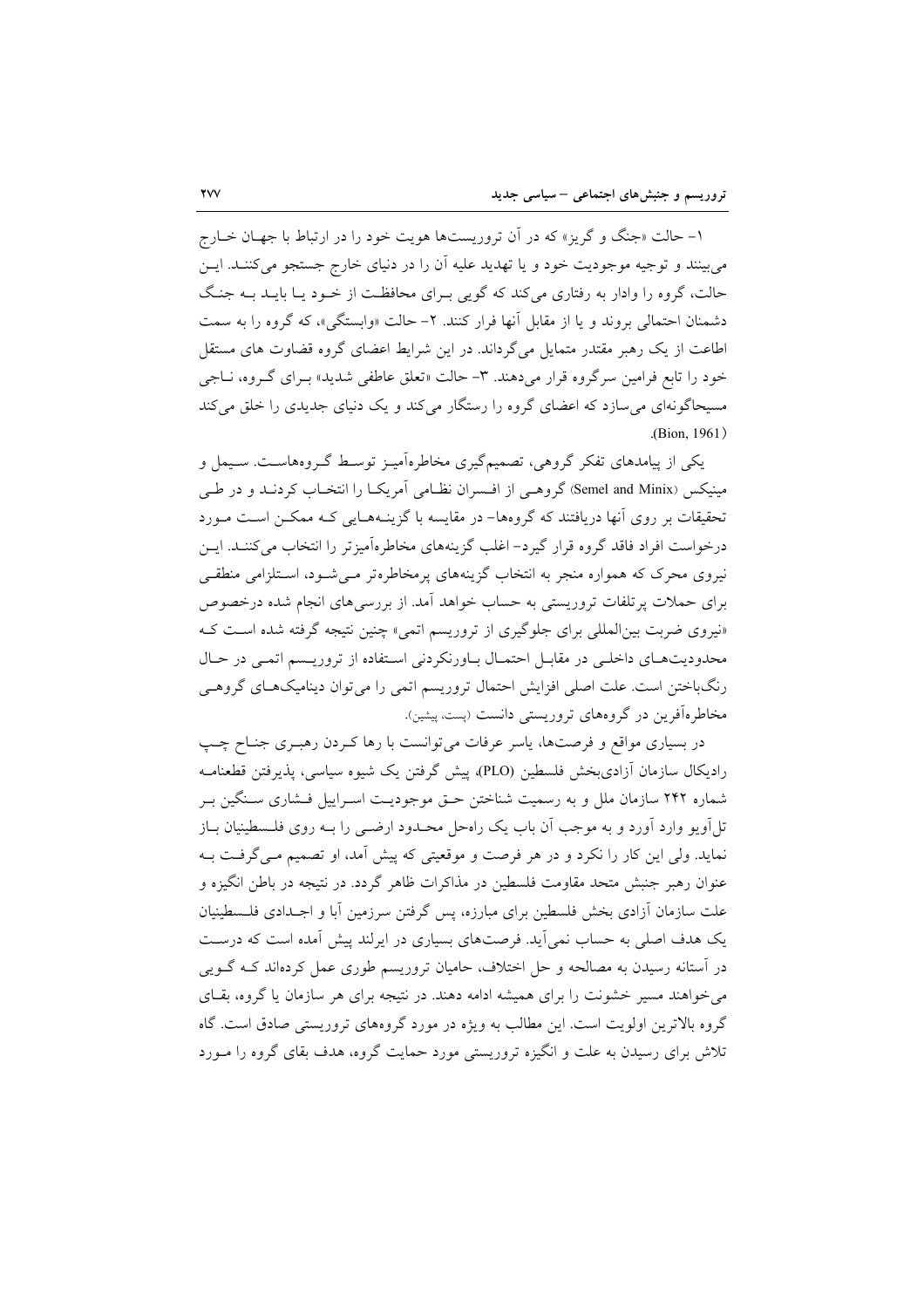۱- حالت «جنگ و گریز» که در آن تروریست‌ها هویت خود را در ارتباط با جهـان خـارج می‌بینند و توجیه موجودیت خود و یا تهدید علیه آن را در دنیای خارج جستجو می‌کننـد. ایـن حالت، گروه را وادار به رفتاری می‌کند که گویی بـرای محافظـت از خـود یـا بایـد بـه جنـگ دشمنان احتمالی بروند و یا از مقابل آنها فرار کنند. ۲- حالت «وابستگی»، که گروه را به سمت اطاعت از یک رهبر مقتدر متمایل می‌گرداند. در این شرایط اعضای گروه قضاوت های مستقل خود را تابع فرامین سرگروه قرار می‌دهند. ۳- حالت «تعلق عاطفی شدید» بـرای گـروه، نـاجی مسیحاگونه‌ای می‌سازد که اعضای گروه را رستگار می‌کند و یک دنیای جدیدی را خلق می‌کند (Bion, 1961).

یکی از پیامدهای تفکر گروهی، تصمیم‌گیری مخاطره‌آمیـز توسـط گـروه‌هاسـت. سـیمل و مینیکس (Semel and Minix) گروهـی از افـسران نظـامی آمریکـا را انتخـاب کردنـد و در طـی تحقیقات بر روی آنها دریافتند که گروه‌ها- در مقایسه با گزینـه‌هـایی کـه ممکـن اسـت مـورد درخواست افراد فاقد گروه قرار گیرد- اغلب گزینه‌های مخاطره‌آمیزتر را انتخاب می‌کننـد. ایـن نیروی محرک که همواره منجر به انتخاب گزینه‌های پرمخاطره‌تر مـی‌شـود، اسـتلزامی منطقـی برای حملات پرتلفات تروریستی به حساب خواهد آمد. از بررسی‌های انجام شده درخصوص «نیروی ضربت بین‌المللی برای جلوگیری از تروریسم اتمی» چنین نتیجه گرفته شده اسـت کـه محدودیت‌هـای داخلـی در مقابـل احتمـال بـاورنکردنی اسـتفاده از تروریـسم اتمـی در حـال رنگ‌باختن است. علت اصلی افزایش احتمال تروریسم اتمی را می‌توان دینامیک‌هـای گروهـی مخاطره‌آفرین در گروه‌های تروریستی دانست (پست، پیشین).

در بسیاری مواقع و فرصت‌ها، یاسر عرفات می‌توانست با رها کـردن رهبـری جنـاح چـپ رادیکال سازمان آزادی‌بخش فلسطین (PLO)، پیش گرفتن یک شیوه سیاسی، پذیرفتن قطعنامـه شماره ۲۴۲ سازمان ملل و به رسمیت شناختن حـق موجودیـت اسـراییل فـشاری سـنگین بـر تل‌آویو وارد آورد و به موجب آن باب یک راه‌حل محـدود ارضـی را بـه روی فلـسطینیان بـاز نماید. ولی این کار را نکرد و در هر فرصت و موقعیتی که پیش آمد، او تصمیم مـی‌گرفـت بـه عنوان رهبر جنبش متحد مقاومت فلسطین در مذاکرات ظاهر گردد. در نتیجه در باطن انگیزه و علت سازمان آزادی بخش فلسطین برای مبارزه، پس گرفتن سرزمین آبا و اجـدادی فلـسطینیان یک هدف اصلی به حساب نمی‌آید. فرصت‌های بسیاری در ایرلند پیش آمده است که درسـت در آستانه رسیدن به مصالحه و حل اختلاف، حامیان تروریسم طوری عمل کرده‌اند کـه گـویی می‌خواهند مسیر خشونت را برای همیشه ادامه دهند. در نتیجه برای هر سازمان یا گروه، بقـای گروه بالاترین اولویت است. این مطالب به ویژه در مورد گروه‌های تروریستی صادق است. گاه تلاش برای رسیدن به علت و انگیزه تروریستی مورد حمایت گروه، هدف بقای گروه را مـورد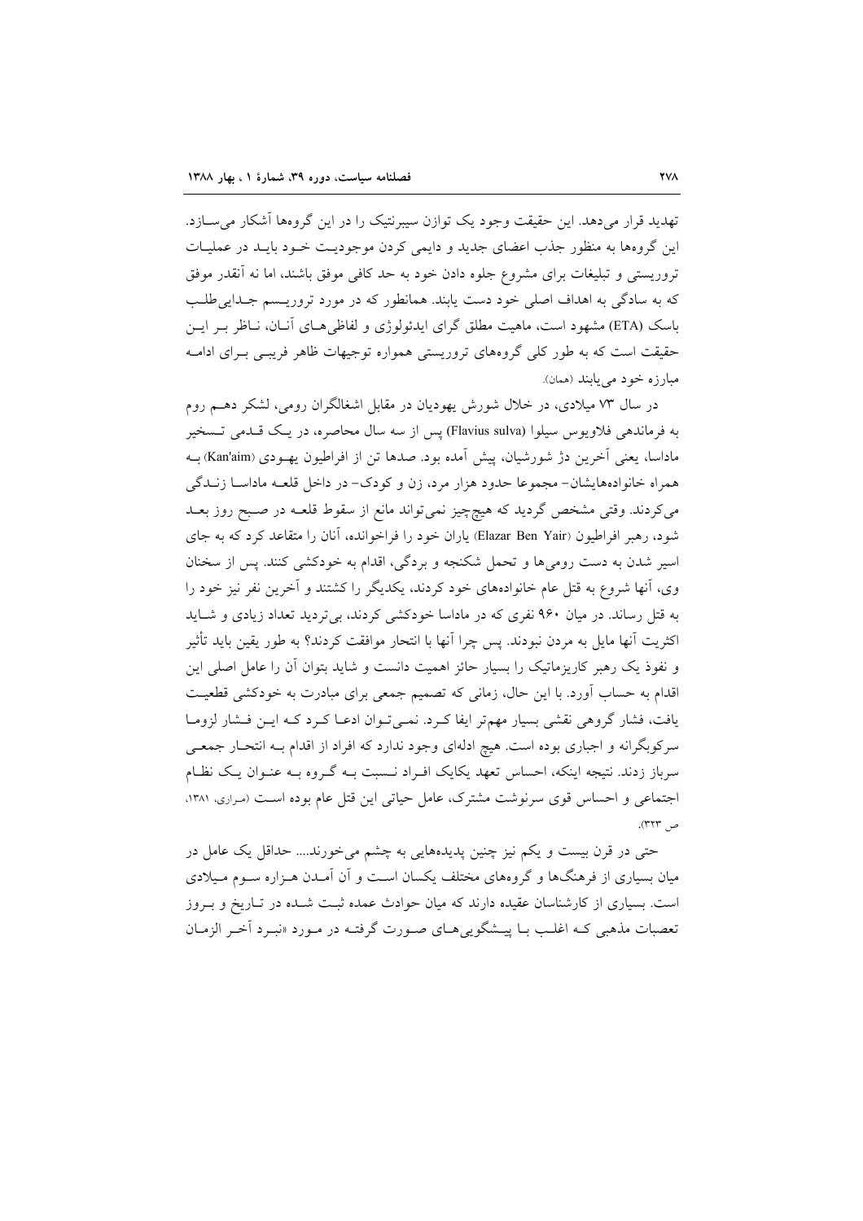تهدید قرار می‌دهد. این حقیقت وجود یک توازن سیبرنتیک را در این گروه‌ها آشکار می‌سازد. این گروه‌ها به منظور جذب اعضای جدید و دایمی کردن موجودیت خود باید در عملیات تروریستی و تبلیغات برای مشروع جلوه دادن خود به حد کافی موفق باشند، اما نه آنقدر موفق که به سادگی به اهداف اصلی خود دست یابند. همانطور که در مورد تروریسم جدایی‌طلب باسک (ETA) مشهود است، ماهیت مطلق گرای ایدئولوژی و لفاظی‌های آنان، ناظر بر این حقیقت است که به طور کلی گروه‌های تروریستی همواره توجیهات ظاهر فریبی برای ادامه مبارزه خود می‌یابند (همان).

در سال ۷۳ میلادی، در خلال شورش یهودیان در مقابل اشغالگران رومی، لشکر دهم روم به فرماندهی فلاویوس سیلوا (Flavius sulva) پس از سه سال محاصره، در یک قدمی تسخیر ماداسا، یعنی آخرین دژ شورشیان، پیش آمده بود. صدها تن از افراطیون یهودی (Kan'aim) به همراه خانواده‌هایشان- مجموعا حدود هزار مرد، زن و کودک- در داخل قلعه ماداسا زندگی می‌کردند. وقتی مشخص گردید که هیچ‌چیز نمی‌تواند مانع از سقوط قلعه در صبح روز بعد شود، رهبر افراطیون (Elazar Ben Yair) یاران خود را فراخوانده، آنان را متقاعد کرد که به جای اسیر شدن به دست رومی‌ها و تحمل شکنجه و بردگی، اقدام به خودکشی کنند. پس از سخنان وی، آنها شروع به قتل عام خانواده‌های خود کردند، یکدیگر را کشتند و آخرین نفر نیز خود را به قتل رساند. در میان ۹۶۰ نفری که در ماداسا خودکشی کردند، بی‌تردید تعداد زیادی و شاید اکثریت آنها مایل به مردن نبودند. پس چرا آنها با انتحار موافقت کردند؟ به طور یقین باید تأثیر و نفوذ یک رهبر کاریزماتیک را بسیار حائز اهمیت دانست و شاید بتوان آن را عامل اصلی این اقدام به حساب آورد. با این حال، زمانی که تصمیم جمعی برای مبادرت به خودکشی قطعیت یافت، فشار گروهی نقشی بسیار مهم‌تر ایفا کرد. نمی‌توان ادعا کرد که این فشار لزوما سرکوبگرانه و اجباری بوده است. هیچ ادله‌ای وجود ندارد که افراد از اقدام به انتحار جمعی سرباز زدند. نتیجه اینکه، احساس تعهد یکایک افراد نسبت به گروه به عنوان یک نظام اجتماعی و احساس قوی سرنوشت مشترک، عامل حیاتی این قتل عام بوده است (مراری، ۱۳۸۱، ص ۳۲۳).

حتی در قرن بیست و یکم نیز چنین پدیده‌هایی به چشم می‌خورند.... حداقل یک عامل در میان بسیاری از فرهنگ‌ها و گروه‌های مختلف یکسان است و آن آمدن هزاره سوم میلادی است. بسیاری از کارشناسان عقیده دارند که میان حوادث عمده ثبت شده در تاریخ و بروز تعصبات مذهبی که اغلب با پیشگویی‌های صورت گرفته در مورد «نبرد آخر الزمان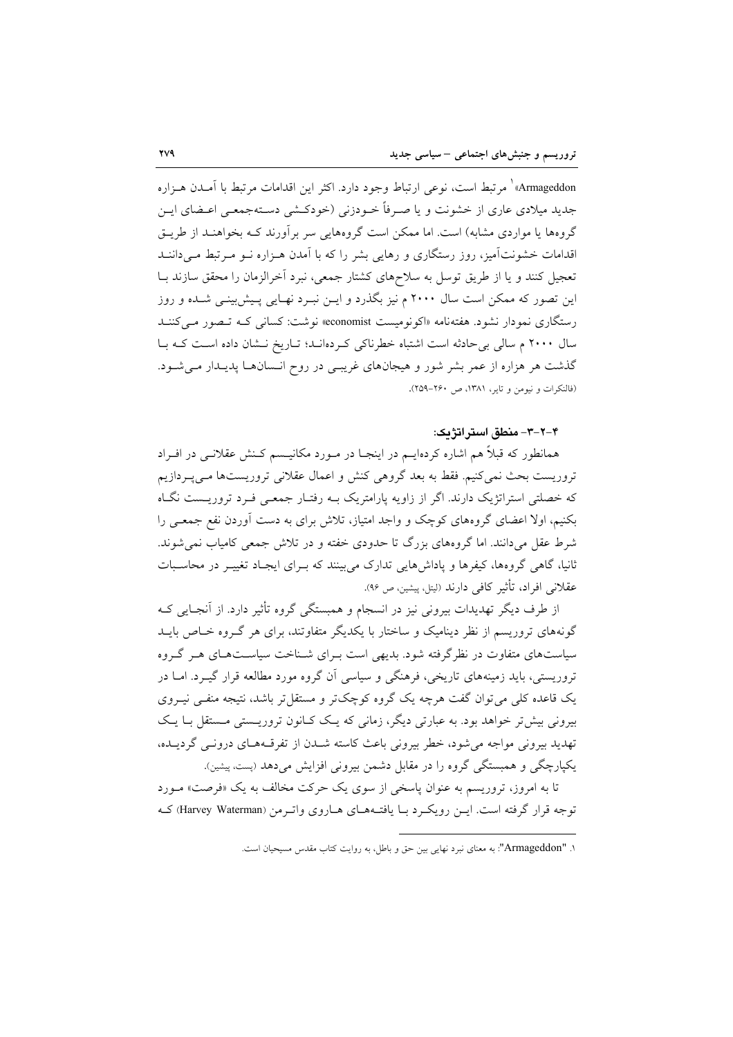«Armageddon[1] مرتبط است، نوعی ارتباط وجود دارد. اکثر این اقدامات مرتبط با آمدن هزاره جدید میلادی عاری از خشونت و یا صرفاً خودزنی (خودکشی دسته‌جمعی اعضای این گروه‌ها یا مواردی مشابه) است. اما ممکن است گروه‌هایی سر برآورند که بخواهند از طریق اقدامات خشونت‌آمیز، روز رستگاری و رهایی بشر را که با آمدن هزاره نو مرتبط می‌دانند تعجیل کنند و یا از طریق توسل به سلاح‌های کشتار جمعی، نبرد آخرالزمان را محقق سازند با این تصور که ممکن است سال ۲۰۰۰ م نیز بگذرد و این نبرد نهایی پیش‌بینی شده و روز رستگاری نمودار نشود. هفته‌نامه «اکونومیست economist» نوشت: کسانی که تصور می‌کنند سال ۲۰۰۰ م سالی بی‌حادثه است اشتباه خطرناکی کرده‌اند؛ تاریخ نشان داده است که با گذشت هر هزاره از عمر بشر شور و هیجان‌های غریبی در روح انسان‌ها پدیدار می‌شود. (فالنکرات و نیومن و تایر، ۱۳۸۱، ص ۲۶۰-۲۵۹).

### ۴-۲-۳- منطق استراتژیک:

همانطور که قبلاً هم اشاره کرده‌ایم در اینجا در مورد مکانیسم کنش عقلانی در افراد تروریست بحث نمی‌کنیم. فقط به بعد گروهی کنش و اعمال عقلانی تروریست‌ها می‌پردازیم که خصلتی استراتژیک دارند. اگر از زاویه پارامتریک به رفتار جمعی فرد تروریست نگاه بکنیم، اولا اعضای گروه‌های کوچک و واجد امتیاز، تلاش برای به دست آوردن نفع جمعی را شرط عقل می‌دانند. اما گروه‌های بزرگ تا حدودی خفته و در تلاش جمعی کامیاب نمی‌شوند. ثانیا، گاهی گروه‌ها، کیفرها و پاداش‌هایی تدارک می‌بینند که برای ایجاد تغییر در محاسبات عقلانی افراد، تأثیر کافی دارند (لیتل، پیشین، ص ۹۶).

از طرف دیگر تهدیدات بیرونی نیز در انسجام و همبستگی گروه تأثیر دارد. از آنجایی که گونه‌های تروریسم از نظر دینامیک و ساختار با یکدیگر متفاوتند، برای هر گروه خاص باید سیاست‌های متفاوت در نظرگرفته شود. بدیهی است برای شناخت سیاست‌های هر گروه تروریستی، باید زمینه‌های تاریخی، فرهنگی و سیاسی آن گروه مورد مطالعه قرار گیرد. اما در یک قاعده کلی می‌توان گفت هرچه یک گروه کوچک‌تر و مستقل‌تر باشد، نتیجه منفی نیروی بیرونی بیش‌تر خواهد بود. به عبارتی دیگر، زمانی که یک کانون تروریستی مستقل با یک تهدید بیرونی مواجه می‌شود، خطر بیرونی باعث کاسته شدن از تفرقه‌های درونی گردیده، یکپارچگی و همبستگی گروه را در مقابل دشمن بیرونی افزایش می‌دهد (پست، پیشین).

تا به امروز، تروریسم به عنوان پاسخی از سوی یک حرکت مخالف به یک «فرصت» مورد توجه قرار گرفته است. این رویکرد با یافته‌های هاروی واترمن (Harvey Waterman) که

---

[1] "Armageddon": به معنای نبرد نهایی بین حق و باطل، به روایت کتاب مقدس مسیحیان است.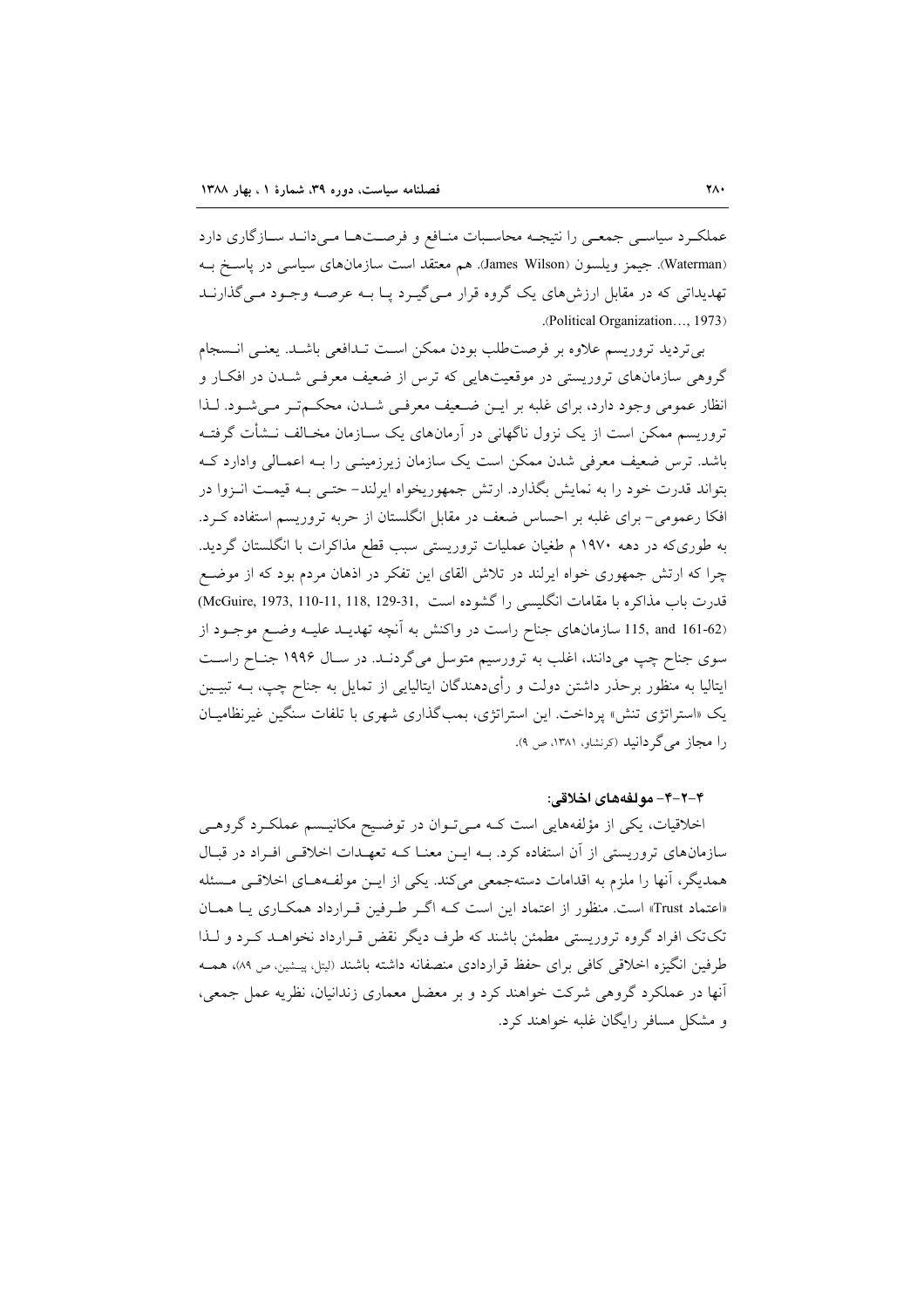عملکـرد سیاسـی جمعـی را نتیجـه محاسـبات منـافع و فرصـت‌هـا مـی‌دانـد سـازگاری دارد (Waterman). جیمز ویلسون (James Wilson). هم معتقد است سازمان‌های سیاسی در پاسـخ بـه تهدیداتی که در مقابل ارزش‌های یک گروه قرار مـی‌گیـرد پـا بـه عرصـه وجـود مـی‌گذارنـد (Political Organization…, 1973).

بی‌تردید تروریسم علاوه بر فرصت‌طلب بودن ممکن اسـت تـدافعی باشـد. یعنـی انـسجام گروهی سازمان‌های تروریستی در موقعیت‌هایی که ترس از ضعیف معرفـی شـدن در افکـار و انظار عمومی وجود دارد، برای غلبه بر ایـن ضـعیف معرفـی شـدن، محکـم‌تـر مـی‌شـود. لـذا تروریسم ممکن است از یک نزول ناگهانی در آرمان‌های یک سـازمان مخـالف نـشأت گرفتـه باشد. ترس ضعیف معرفی شدن ممکن است یک سازمان زیرزمینـی را بـه اعمـالی وادارد کـه بتواند قدرت خود را به نمایش بگذارد. ارتش جمهوریخواه ایرلند- حتـی بـه قیمـت انـزوا در افکا رعمومی- برای غلبه بر احساس ضعف در مقابل انگلستان از حربه تروریسم استفاده کـرد. به طوری‌که در دهه ۱۹۷۰ م طغیان عملیات تروریستی سبب قطع مذاکرات با انگلستان گردید. چرا که ارتش جمهوری خواه ایرلند در تلاش القای این تفکر در اذهان مردم بود که از موضـع قدرت باب مذاکره با مقامات انگلیسی را گشوده است (McGuire, 1973, 110-11, 118, 129-31, 115, and 161-62) سازمان‌های جناح راست در واکنش به آنچه تهدیـد علیـه وضـع موجـود از سوی جناح چپ می‌دانند، اغلب به تروریسم متوسل می‌گردنـد. در سـال ۱۹۹۶ جنـاح راسـت ایتالیا به منظور برحذر داشتن دولت و رأی‌دهندگان ایتالیایی از تمایل به جناح چپ، بـه تبیـین یک «استراتژی تنش» پرداخت. این استراتژی، بمب‌گذاری شهری با تلفات سنگین غیرنظامیـان را مجاز می‌گردانید (کرنشاو، ۱۳۸۱، ص ۹).

### ۴-۲-۴- مولفه‌های اخلاقی:

اخلاقیات، یکی از مؤلفه‌هایی است کـه مـی‌تـوان در توضـیح مکانیـسم عملکـرد گروهـی سازمان‌های تروریستی از آن استفاده کرد. بـه ایـن معنـا کـه تعهـدات اخلاقـی افـراد در قبـال همدیگر، آنها را ملزم به اقدامات دسته‌جمعی می‌کند. یکی از ایـن مولفـه‌هـای اخلاقـی مـسئله «اعتماد Trust» است. منظور از اعتماد این است کـه اگـر طـرفین قـرارداد همکـاری یـا همـان تک‌تک افراد گروه تروریستی مطمئن باشند که طرف دیگر نقض قـرارداد نخواهـد کـرد و لـذا طرفین انگیزه اخلاقی کافی برای حفظ قراردادی منصفانه داشته باشند (لیتل، پیشین، ص ۸۹)، همـه آنها در عملکرد گروهی شرکت خواهند کرد و بر معضل معماری زندانیان، نظریه عمل جمعی، و مشکل مسافر رایگان غلبه خواهند کرد.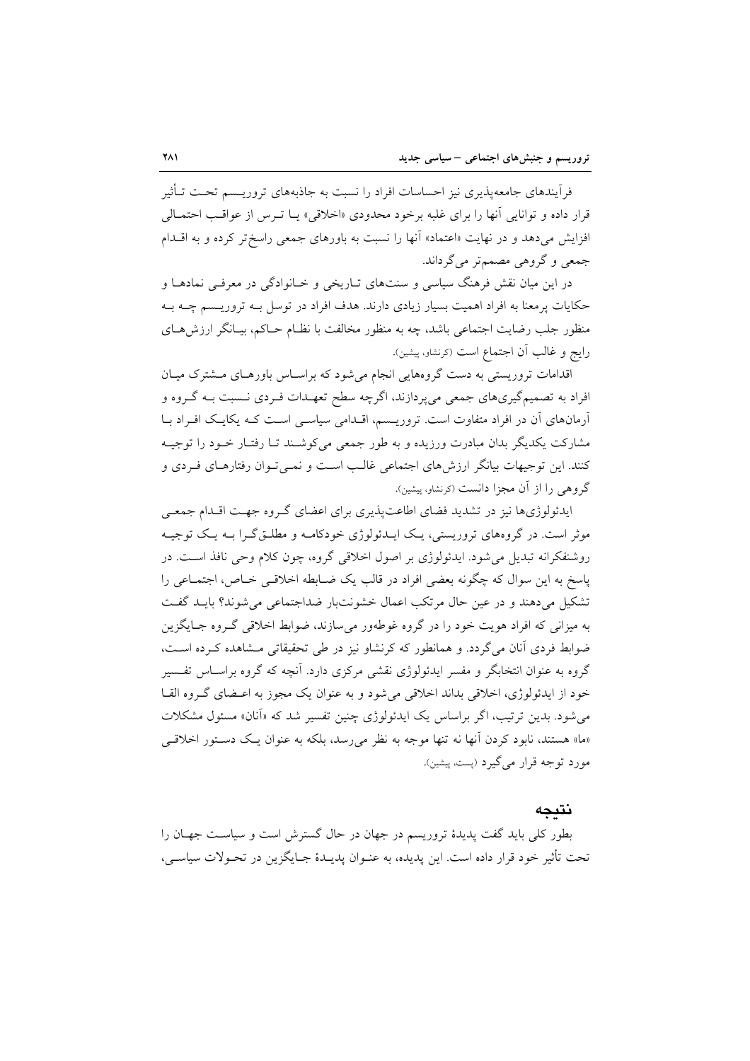فرآیندهای جامعه‌پذیری نیز احساسات افراد را نسبت به جاذبه‌های تروریسم تحت تأثیر قرار داده و توانایی آنها را برای غلبه برخود محدودی «اخلاقی» یا ترس از عواقب احتمالی افزایش می‌دهد و در نهایت «اعتماد» آنها را نسبت به باورهای جمعی راسخ‌تر کرده و به اقدام جمعی و گروهی مصمم‌تر می‌گرداند.

در این میان نقش فرهنگ سیاسی و سنت‌های تاریخی و خانوادگی در معرفی نمادها و حکایات پرمعنا به افراد اهمیت بسیار زیادی دارند. هدف افراد در توسل به تروریسم چه به منظور جلب رضایت اجتماعی باشد، چه به منظور مخالفت با نظام حاکم، بیانگر ارزش‌های رایج و غالب آن اجتماع است (کرنشاو، پیشین).

اقدامات تروریستی به دست گروه‌هایی انجام می‌شود که براساس باورهای مشترک میان افراد به تصمیم‌گیری‌های جمعی می‌پردازند، اگرچه سطح تعهدات فردی نسبت به گروه و آرمان‌های آن در افراد متفاوت است. تروریسم، اقدامی سیاسی است که یکایک افراد با مشارکت یکدیگر بدان مبادرت ورزیده و به طور جمعی می‌کوشند تا رفتار خود را توجیه کنند. این توجیهات بیانگر ارزش‌های اجتماعی غالب است و نمی‌توان رفتارهای فردی و گروهی را از آن مجزا دانست (کرنشاو، پیشین).

ایدئولوژی‌ها نیز در تشدید فضای اطاعت‌پذیری برای اعضای گروه جهت اقدام جمعی موثر است. در گروه‌های تروریستی، یک ایدئولوژی خودکامه و مطلق‌گرا به یک توجیه روشنفکرانه تبدیل می‌شود. ایدئولوژی بر اصول اخلاقی گروه، چون کلام وحی نافذ است. در پاسخ به این سوال که چگونه بعضی افراد در قالب یک ضابطه اخلاقی خاص، اجتماعی را تشکیل می‌دهند و در عین حال مرتکب اعمال خشونت‌بار ضداجتماعی می‌شوند؟ باید گفت به میزانی که افراد هویت خود را در گروه غوطه‌ور می‌سازند، ضوابط اخلاقی گروه جایگزین ضوابط فردی آنان می‌گردد. و همانطور که کرنشاو نیز در طی تحقیقاتی مشاهده کرده است، گروه به عنوان انتخابگر و مفسر ایدئولوژی نقشی مرکزی دارد. آنچه که گروه براساس تفسیر خود از ایدئولوژی، اخلاقی بداند اخلاقی می‌شود و به عنوان یک مجوز به اعضای گروه القا می‌شود. بدین ترتیب، اگر براساس یک ایدئولوژی چنین تفسیر شد که «آنان» مسئول مشکلات «ما» هستند، نابود کردن آنها نه تنها موجه به نظر می‌رسد، بلکه به عنوان یک دستور اخلاقی مورد توجه قرار می‌گیرد (پست، پیشین).

## نتیجه

بطور کلی باید گفت پدیدهٔ تروریسم در جهان در حال گسترش است و سیاست جهان را تحت تأثیر خود قرار داده است. این پدیده، به عنوان پدیدهٔ جایگزین در تحولات سیاسی،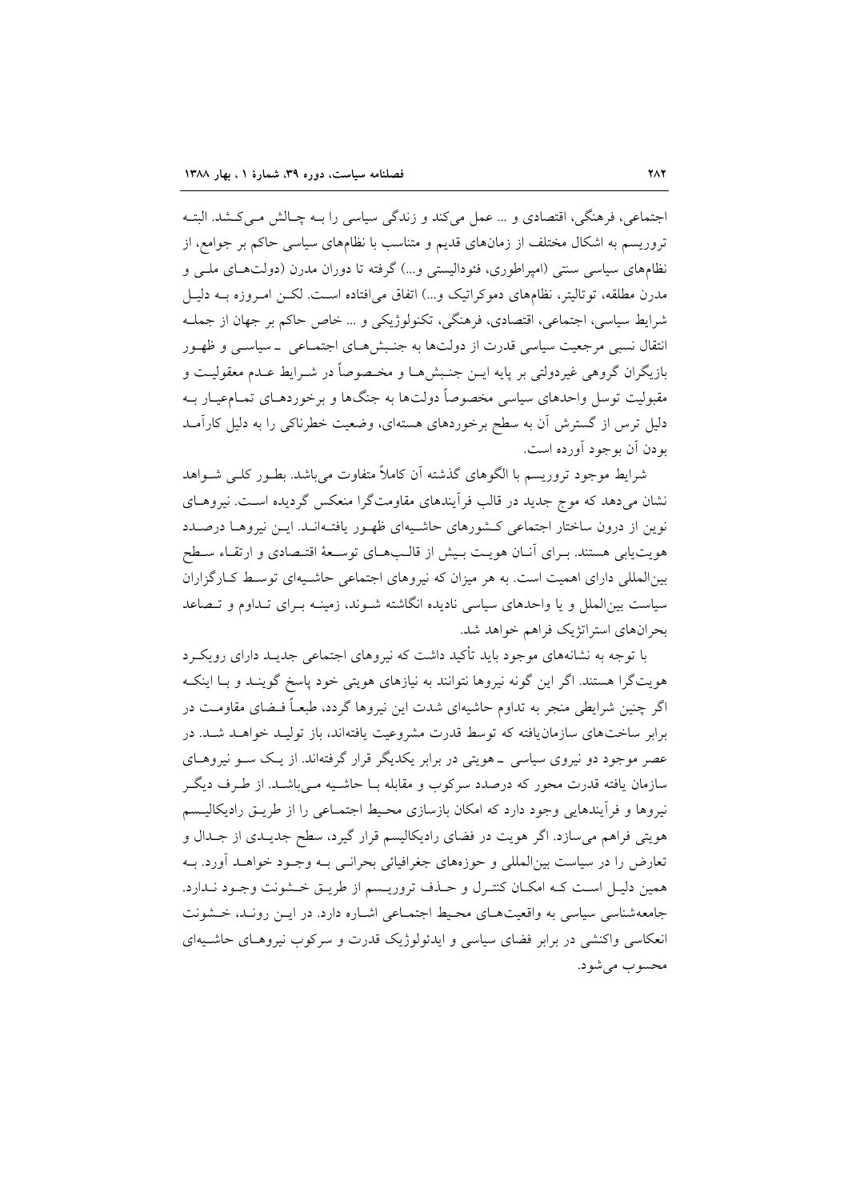اجتماعی، فرهنگی، اقتصادی و ... عمل می‌کند و زندگی سیاسی را بـه چـالش مـی‌کـشد. البتـه تروریسم به اشکال مختلف از زمان‌های قدیم و متناسب با نظام‌های سیاسی حاکم بر جوامع، از نظام‌های سیاسی سنتی (امپراطوری، فئودالیستی و...) گرفته تا دوران مدرن (دولت‌هـای ملـی و مدرن مطلقه، توتالیتر، نظام‌های دموکراتیک و...) اتفاق می‌افتاده اسـت. لکـن امـروزه بـه دلیـل شرایط سیاسی، اجتماعی، اقتصادی، فرهنگی، تکنولوژیکی و ... خاص حاکم بر جهان از جملـه انتقال نسبی مرجعیت سیاسی قدرت از دولت‌ها به جنـبش‌هـای اجتمـاعی ـ سیاسـی و ظهـور بازیگران گروهی غیردولتی بر پایه ایـن جنـبش‌هـا و مخـصوصاً در شـرایط عـدم معقولیـت و مقبولیت توسل واحدهای سیاسی مخصوصاً دولت‌ها به جنگ‌ها و برخوردهـای تمـام‌عیـار بـه دلیل ترس از گسترش آن به سطح برخوردهای هسته‌ای، وضعیت خطرناکی را به دلیل کارآمـد بودن آن بوجود آورده است.

شرایط موجود تروریسم با الگوهای گذشته آن کاملاً متفاوت می‌باشد. بطـور کلـی شـواهد نشان می‌دهد که موج جدید در قالب فرآیندهای مقاومت‌گرا منعکس گردیده اسـت. نیروهـای نوین از درون ساختار اجتماعی کـشورهای حاشـیه‌ای ظهـور یافتـه‌انـد. ایـن نیروهـا درصـدد هویت‌یابی هستند. بـرای آنـان هویـت بـیش از قالـب‌هـای توسـعهٔ اقتـصادی و ارتقـاء سـطح بین‌المللی دارای اهمیت است. به هر میزان که نیروهای اجتماعی حاشـیه‌ای توسـط کـارگزاران سیاست بین‌الملل و یا واحدهای سیاسی نادیده انگاشته شـوند، زمینـه بـرای تـداوم و تـصاعد بحران‌های استراتژیک فراهم خواهد شد.

با توجه به نشانه‌های موجود باید تأکید داشت که نیروهای اجتماعی جدیـد دارای رویکـرد هویت‌گرا هستند. اگر این گونه نیروها نتوانند به نیازهای هویتی خود پاسخ گوینـد و بـا اینکـه اگر چنین شرایطی منجر به تداوم حاشیه‌ای شدت این نیروها گردد، طبعـاً فـضای مقاومـت در برابر ساخت‌های سازمان‌یافته که توسط قدرت مشروعیت یافته‌اند، باز تولیـد خواهـد شـد. در عصر موجود دو نیروی سیاسی ـ هویتی در برابر یکدیگر قرار گرفته‌اند. از یـک سـو نیروهـای سازمان یافته قدرت محور که درصدد سرکوب و مقابله بـا حاشـیه مـی‌باشـد. از طـرف دیگـر نیروها و فرآیندهایی وجود دارد که امکان بازسازی محـیط اجتمـاعی را از طریـق رادیکالیـسم هویتی فراهم می‌سازد. اگر هویت در فضای رادیکالیسم قرار گیرد، سطح جدیـدی از جـدال و تعارض را در سیاست بین‌المللی و حوزه‌های جغرافیائی بحرانـی بـه وجـود خواهـد آورد. بـه همین دلیـل اسـت کـه امکـان کنتـرل و حـذف تروریـسم از طریـق خـشونت وجـود نـدارد. جامعه‌شناسی سیاسی به واقعیت‌هـای محـیط اجتمـاعی اشـاره دارد. در ایـن رونـد، خـشونت انعکاسی واکنشی در برابر فضای سیاسی و ایدئولوژیک قدرت و سرکوب نیروهـای حاشـیه‌ای محسوب می‌شود.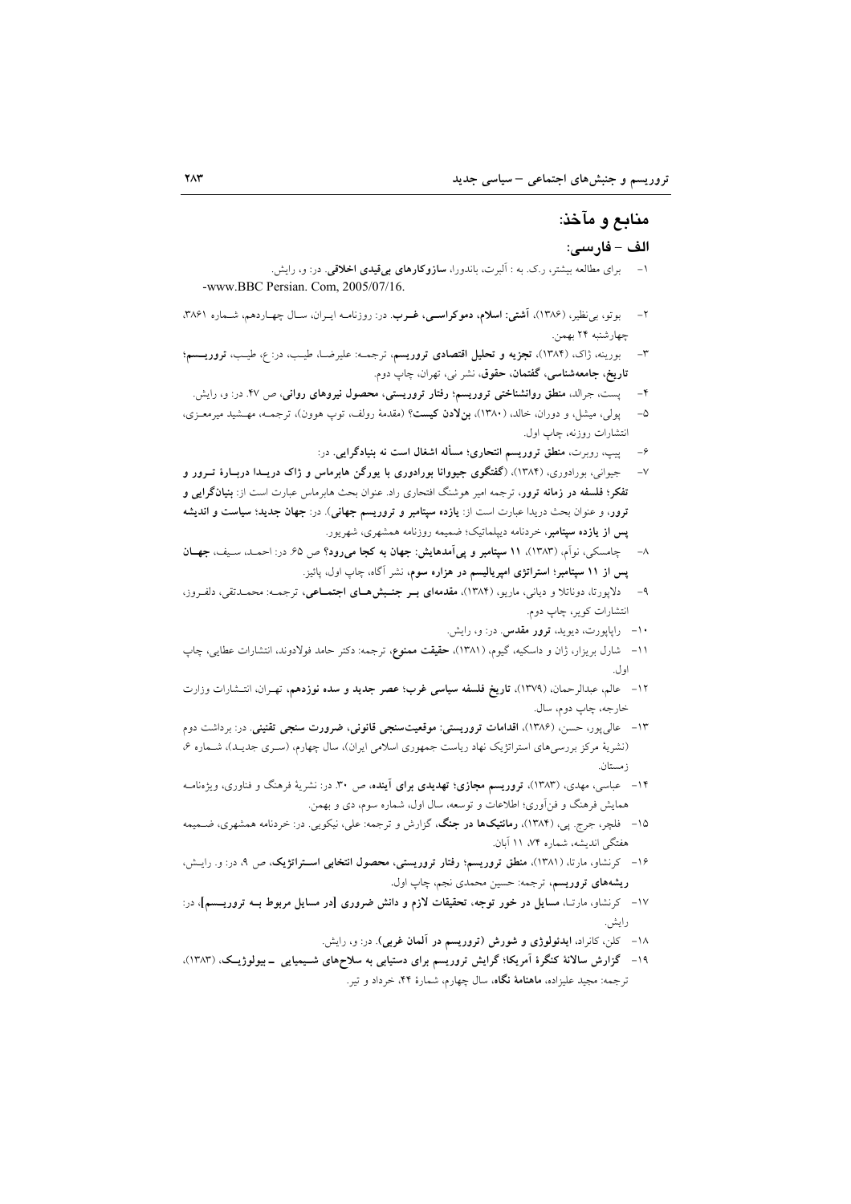## منابع و مآخذ:

### الف – فارسی:

۱- برای مطالعه بیشتر، ر.ک. به : آلبرت، باندورا، **سازوکارهای بی‌قیدی اخلاقی**. در: و، رایش.
-www.BBC Persian. Com, 2005/07/16.

۲- بوتو، بی‌نظیر، (۱۳۸۶)، **آشتی: اسلام، دموکراسی، غرب**. در: روزنامه ایران، سال چهاردهم، شماره ۳۸۶۱، چهارشنبه ۲۴ بهمن.

۳- بورینه، ژاک، (۱۳۸۴)، **تجزیه و تحلیل اقتصادی تروریسم**، ترجمه: علیرضا، طیب، در: ع، طیب، **تروریسم؛ تاریخ، جامعه‌شناسی، گفتمان، حقوق**، نشر نی، تهران، چاپ دوم.

۴- پست، جرالد، **منطق روانشناختی تروریسم؛ رفتار تروریستی، محصول نیروهای روانی**، ص ۴۷. در: و، رایش.

۵- پولی، میشل، و دوران، خالد، (۱۳۸۰)، **بن‌لادن کیست؟** (مقدمهٔ رولف، توپ هوون)، ترجمه، مهشید میرمعزی، انتشارات روزنه، چاپ اول.

۶- پیپ، روبرت، **منطق تروریسم انتحاری؛ مسأله اشغال است نه بنیادگرایی**. در:

۷- جیوانی، بورادوری، (۱۳۸۴)، **(گفتگوی جیووانا بورادوری با یورگن هابرماس و ژاک دریدا دربارهٔ ترور و تفکر؛ فلسفه در زمانه ترور**، ترجمه امیر هوشنگ افتخاری راد. عنوان بحث هابرماس عبارت است از: **بنیانگرایی و ترور**، و عنوان بحث دریدا عبارت است از: **یازده سپتامبر و تروریسم جهانی**). در: **جهان جدید؛ سیاست و اندیشه پس از یازده سپتامبر**، خردنامه دیپلماتیک؛ ضمیمه روزنامه همشهری، شهریور.

۸- چامسکی، نوآم، (۱۳۸۳)، **۱۱ سپتامبر و پی‌آمدهایش: جهان به کجا می‌رود؟** ص ۶۵. در: احمد، سیف، **جهان پس از ۱۱ سپتامبر؛ استراتژی امپریالیسم در هزاره سوم**، نشر آگاه، چاپ اول، پائیز.

۹- دلاپورتا، دوناتلا و دیانی، ماریو، (۱۳۸۴)، **مقدمه‌ای بر جنبش‌های اجتماعی**، ترجمه: محمدتقی، دلفروز، انتشارات کویر، چاپ دوم.

۱۰- راپاپورت، دیوید، **ترور مقدس**. در: و، رایش.

۱۱- شارل بریزار، ژان و داسکیه، گیوم، (۱۳۸۱)، **حقیقت ممنوع**، ترجمه: دکتر حامد فولادوند، انتشارات عطایی، چاپ اول.

۱۲- عالم، عبدالرحمان، (۱۳۷۹)، **تاریخ فلسفه سیاسی غرب؛ عصر جدید و سده نوزدهم**، تهران، انتشارات وزارت خارجه، چاپ دوم، سال.

۱۳- عالی‌پور، حسن، (۱۳۸۶)، **اقدامات تروریستی: موقعیت‌سنجی قانونی، ضرورت سنجی تقنینی**. در: برداشت دوم (نشریهٔ مرکز بررسی‌های استراتژیک نهاد ریاست جمهوری اسلامی ایران)، سال چهارم، (سری جدید)، شماره ۶، زمستان.

۱۴- عباسی، مهدی، (۱۳۸۳)، **تروریسم مجازی؛ تهدیدی برای آینده**، ص ۳۰. در: نشریهٔ فرهنگ و فناوری، ویژه‌نامه همایش فرهنگ و فن‌آوری؛ اطلاعات و توسعه، سال اول، شماره سوم، دی و بهمن.

۱۵- فلچر، جرج. پی، (۱۳۸۴)، **رمانتیک‌ها در جنگ**، گزارش و ترجمه: علی، نیکویی. در: خردنامه همشهری، ضمیمه هفتگی اندیشه، شماره ۷۴، ۱۱ آبان.

۱۶- کرنشاو، مارتا، (۱۳۸۱)، **منطق تروریسم؛ رفتار تروریستی، محصول انتخابی استراتژیک**، ص ۹، در: و. رایش، **ریشه‌های تروریسم**، ترجمه: حسین محمدی نجم، چاپ اول.

۱۷- کرنشاو، مارتا، **مسایل در خور توجه، تحقیقات لازم و دانش ضروری [در مسایل مربوط به تروریسم]**، در: رایش.

۱۸- کلن، کانراد، **ایدئولوژی و شورش (تروریسم در آلمان غربی)**. در: و، رایش.

۱۹- **گزارش سالانهٔ کنگرهٔ آمریکا؛ گرایش تروریسم برای دستیابی به سلاح‌های شیمیایی ـ بیولوژیک**، (۱۳۸۳)، ترجمه: مجید علیزاده، **ماهنامهٔ نگاه**، سال چهارم، شمارهٔ ۴۴، خرداد و تیر.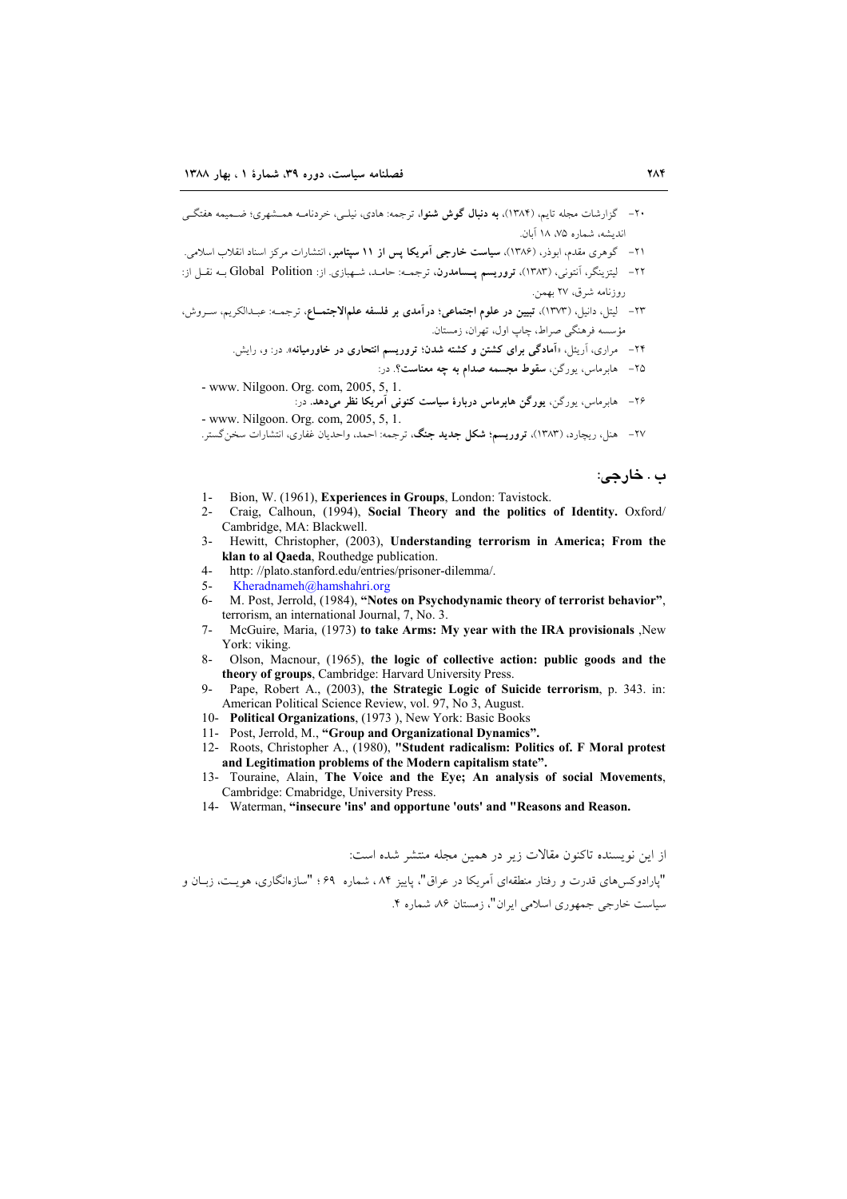۲۰- گزارشات مجله تایم، (۱۳۸۴)، **به دنبال گوش شنوا**، ترجمه: هادی، نیلی، خردنامه همشهری؛ ضمیمه هفتگی اندیشه، شماره ۷۵، ۱۸ آبان.

۲۱- گوهری مقدم، ابوذر، (۱۳۸۶)، **سیاست خارجی آمریکا پس از ۱۱ سپتامبر**، انتشارات مرکز اسناد انقلاب اسلامی.

۲۲- لیتزینگر، آنتونی، (۱۳۸۳)، **تروریسم پسامدرن**، ترجمه: حامد، شهبازی. از: Global Polition به نقل از: روزنامه شرق، ۲۷ بهمن.

۲۳- لیتل، دانیل، (۱۳۷۳)، **تبیین در علوم اجتماعی؛ درآمدی بر فلسفه علم‌الاجتماع**، ترجمه: عبدالکریم، سروش، مؤسسه فرهنگی صراط، چاپ اول، تهران، زمستان.

۲۴- مراری، آریئل، «**آمادگی برای کشتن و کشته شدن؛ تروریسم انتحاری در خاورمیانه**». در: و، رایش.

۲۵- هابرماس، یورگن، **سقوط مجسمه صدام به چه معناست؟**. در:

- www. Nilgoon. Org. com, 2005, 5, 1.

۲۶- هابرماس، یورگن، **یورگن هابرماس دربارهٔ سیاست کنونی آمریکا نظر می‌دهد**. در:

- www. Nilgoon. Org. com, 2005, 5, 1.

۲۷- هنل، ریچارد، (۱۳۸۳)، **تروریسم؛ شکل جدید جنگ**، ترجمه: احمد، واحدیان غفاری، انتشارات سخن‌گستر.

## ب. خارجی:

1- Bion, W. (1961), **Experiences in Groups**, London: Tavistock.
2- Craig, Calhoun, (1994), **Social Theory and the politics of Identity.** Oxford/ Cambridge, MA: Blackwell.
3- Hewitt, Christopher, (2003), **Understanding terrorism in America; From the klan to al Qaeda**, Routhedge publication.
4- http: //plato.stanford.edu/entries/prisoner-dilemma/.
5- Kheradnameh@hamshahri.org
6- M. Post, Jerrold, (1984), **"Notes on Psychodynamic theory of terrorist behavior"**, terrorism, an international Journal, 7, No. 3.
7- McGuire, Maria, (1973) **to take Arms: My year with the IRA provisionals** ,New York: viking.
8- Olson, Macnour, (1965), **the logic of collective action: public goods and the theory of groups**, Cambridge: Harvard University Press.
9- Pape, Robert A., (2003), **the Strategic Logic of Suicide terrorism**, p. 343. in: American Political Science Review, vol. 97, No 3, August.
10- **Political Organizations**, (1973 ), New York: Basic Books
11- Post, Jerrold, M., **"Group and Organizational Dynamics".**
12- Roots, Christopher A., (1980), **"Student radicalism: Politics of. F Moral protest and Legitimation problems of the Modern capitalism state".**
13- Touraine, Alain, **The Voice and the Eye; An analysis of social Movements**, Cambridge: Cmabridge, University Press.
14- Waterman, **"insecure 'ins' and opportune 'outs' and "Reasons and Reason.**

از این نویسنده تاکنون مقالات زیر در همین مجله منتشر شده است:

"پارادوکس‌های قدرت و رفتار منطقه‌ای آمریکا در عراق"، پاییز ۸۴ ، شماره ۶۹ ؛ "سازه‌انگاری، هویت، زبان و سیاست خارجی جمهوری اسلامی ایران"، زمستان ۸۶ شماره ۴.